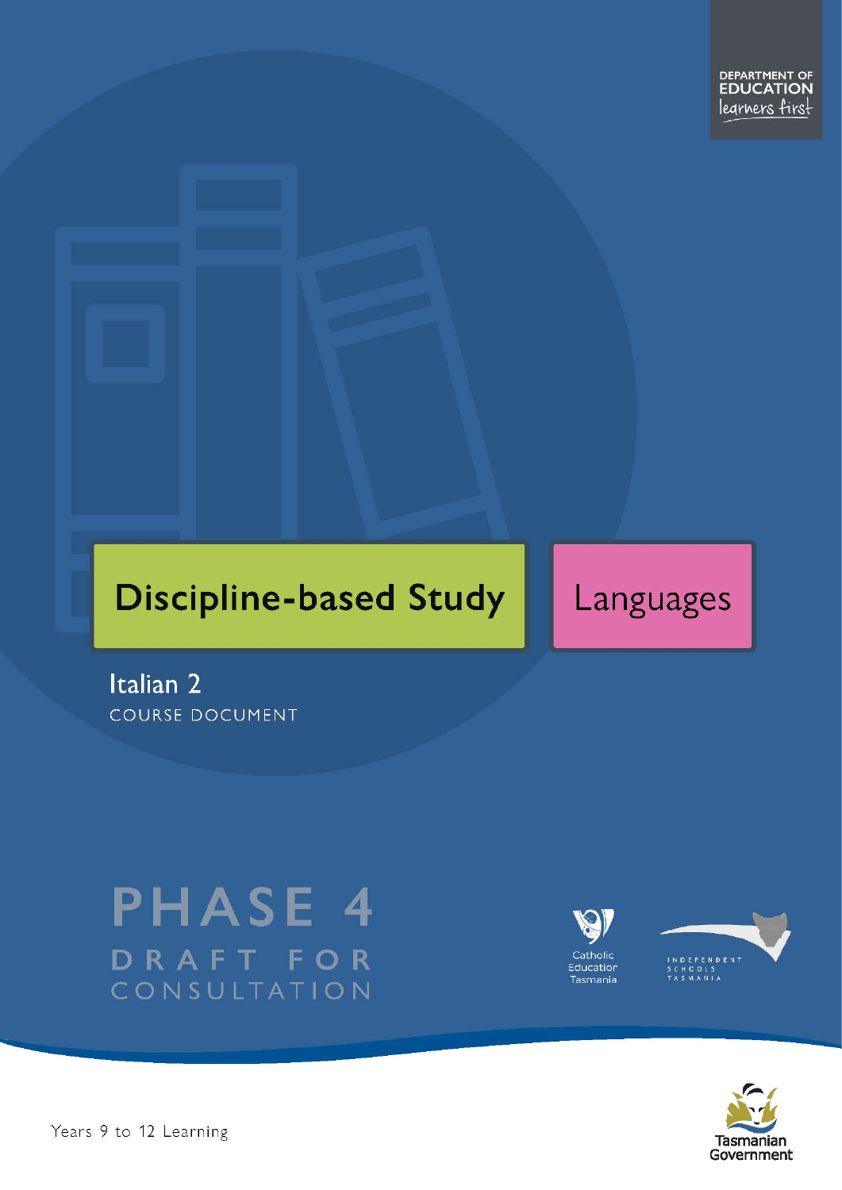DEPARTMENT OF EDUCATION
learners first

# Discipline-based Study

# Languages

## Italian 2

COURSE DOCUMENT

# PHASE 4

DRAFT FOR CONSULTATION

Catholic Education Tasmania

INDEPENDENT SCHOOLS TASMANIA

Tasmanian Government

Years 9 to 12 Learning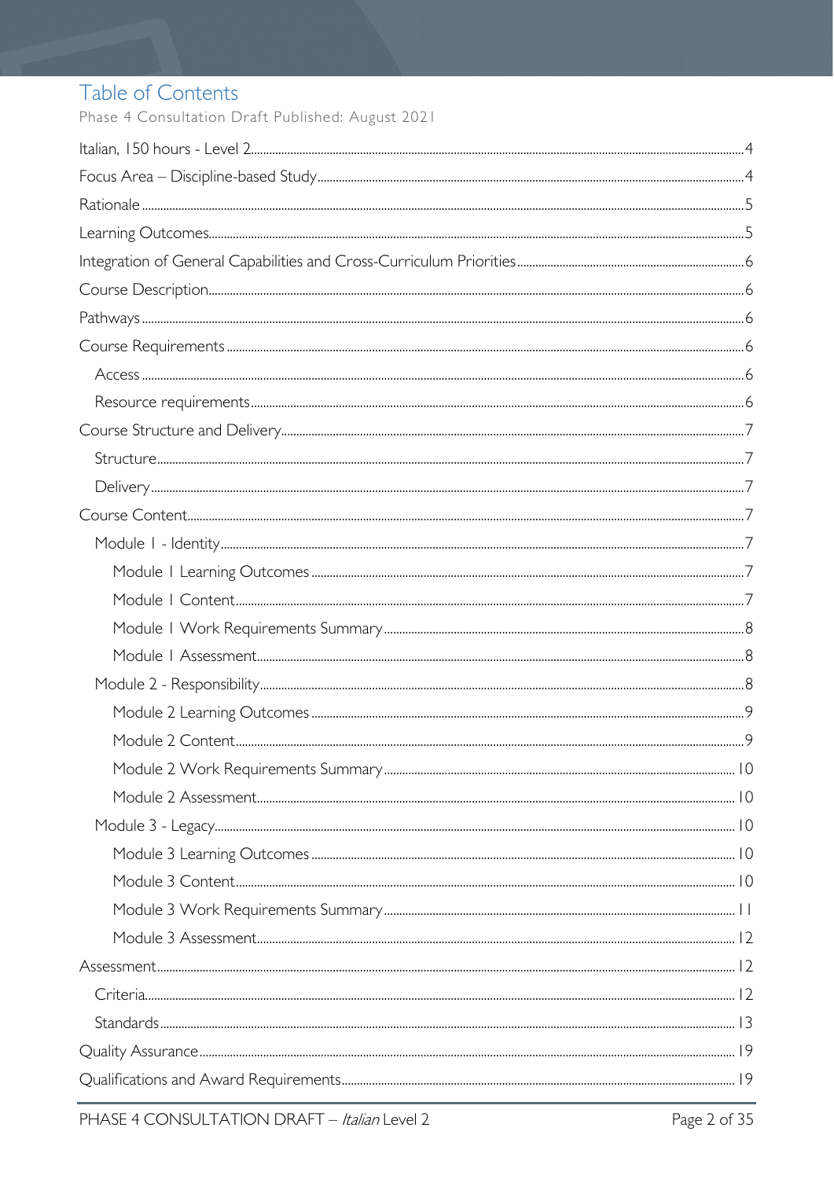# Table of Contents

Phase 4 Consultation Draft Published: August 2021

- Italian, 150 hours - Level 2 ... 4
- Focus Area – Discipline-based Study ... 4
- Rationale ... 5
- Learning Outcomes ... 5
- Integration of General Capabilities and Cross-Curriculum Priorities ... 6
- Course Description ... 6
- Pathways ... 6
- Course Requirements ... 6
  - Access ... 6
  - Resource requirements ... 6
- Course Structure and Delivery ... 7
  - Structure ... 7
  - Delivery ... 7
- Course Content ... 7
  - Module 1 - Identity ... 7
    - Module 1 Learning Outcomes ... 7
    - Module 1 Content ... 7
    - Module 1 Work Requirements Summary ... 8
    - Module 1 Assessment ... 8
  - Module 2 - Responsibility ... 8
    - Module 2 Learning Outcomes ... 9
    - Module 2 Content ... 9
    - Module 2 Work Requirements Summary ... 10
    - Module 2 Assessment ... 10
  - Module 3 - Legacy ... 10
    - Module 3 Learning Outcomes ... 10
    - Module 3 Content ... 10
    - Module 3 Work Requirements Summary ... 11
    - Module 3 Assessment ... 12
- Assessment ... 12
  - Criteria ... 12
  - Standards ... 13
- Quality Assurance ... 19
- Qualifications and Award Requirements ... 19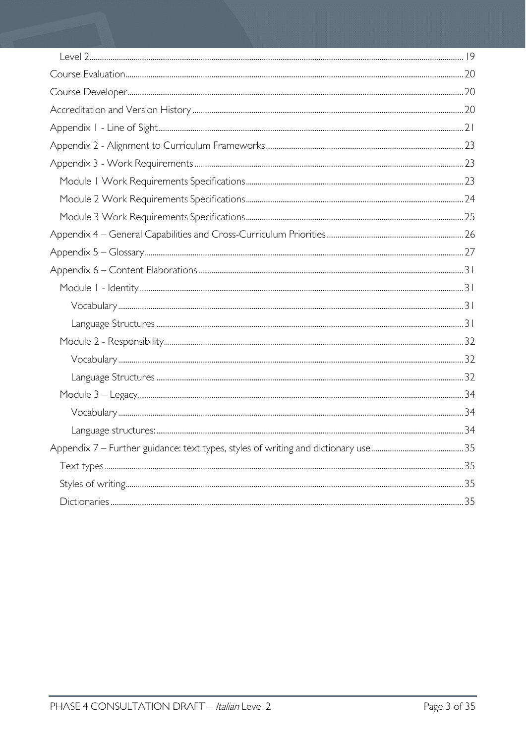- Level 2 ... 19
- Course Evaluation ... 20
- Course Developer ... 20
- Accreditation and Version History ... 20
- Appendix 1 - Line of Sight ... 21
- Appendix 2 - Alignment to Curriculum Frameworks ... 23
- Appendix 3 - Work Requirements ... 23
  - Module 1 Work Requirements Specifications ... 23
  - Module 2 Work Requirements Specifications ... 24
  - Module 3 Work Requirements Specifications ... 25
- Appendix 4 – General Capabilities and Cross-Curriculum Priorities ... 26
- Appendix 5 – Glossary ... 27
- Appendix 6 – Content Elaborations ... 31
  - Module 1 - Identity ... 31
    - Vocabulary ... 31
    - Language Structures ... 31
  - Module 2 - Responsibility ... 32
    - Vocabulary ... 32
    - Language Structures ... 32
  - Module 3 – Legacy ... 34
    - Vocabulary ... 34
    - Language structures: ... 34
- Appendix 7 – Further guidance: text types, styles of writing and dictionary use ... 35
  - Text types ... 35
  - Styles of writing ... 35
  - Dictionaries ... 35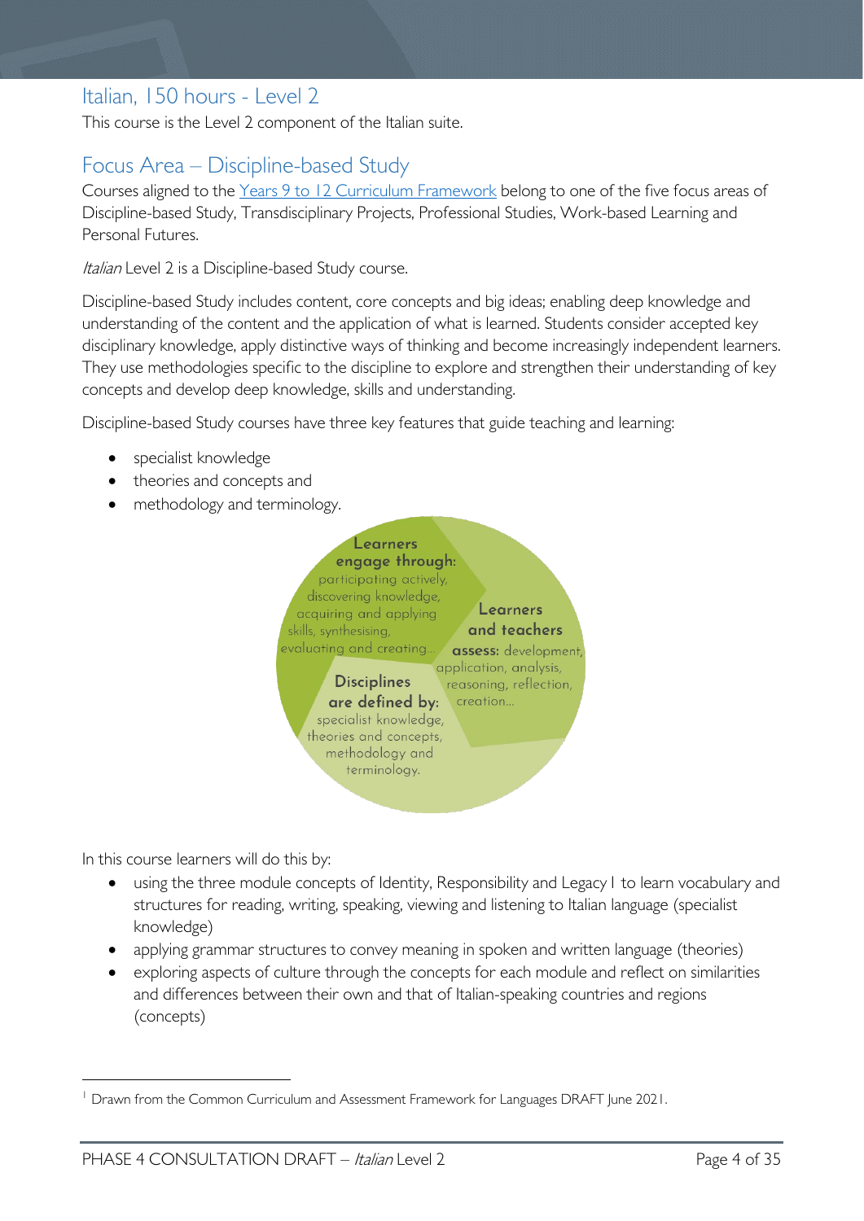## Italian, 150 hours - Level 2

This course is the Level 2 component of the Italian suite.

## Focus Area – Discipline-based Study

Courses aligned to the [Years 9 to 12 Curriculum Framework](#) belong to one of the five focus areas of Discipline-based Study, Transdisciplinary Projects, Professional Studies, Work-based Learning and Personal Futures.

*Italian* Level 2 is a Discipline-based Study course.

Discipline-based Study includes content, core concepts and big ideas; enabling deep knowledge and understanding of the content and the application of what is learned. Students consider accepted key disciplinary knowledge, apply distinctive ways of thinking and become increasingly independent learners. They use methodologies specific to the discipline to explore and strengthen their understanding of key concepts and develop deep knowledge, skills and understanding.

Discipline-based Study courses have three key features that guide teaching and learning:

- specialist knowledge
- theories and concepts and
- methodology and terminology.

**Learners engage through:** participating actively, discovering knowledge, acquiring and applying skills, synthesising, evaluating and creating…

**Learners and teachers assess:** development, application, analysis, reasoning, reflection, creation…

**Disciplines are defined by:** specialist knowledge, theories and concepts, methodology and terminology.

In this course learners will do this by:

- using the three module concepts of Identity, Responsibility and Legacy [1] to learn vocabulary and structures for reading, writing, speaking, viewing and listening to Italian language (specialist knowledge)
- applying grammar structures to convey meaning in spoken and written language (theories)
- exploring aspects of culture through the concepts for each module and reflect on similarities and differences between their own and that of Italian-speaking countries and regions (concepts)

[1] Drawn from the Common Curriculum and Assessment Framework for Languages DRAFT June 2021.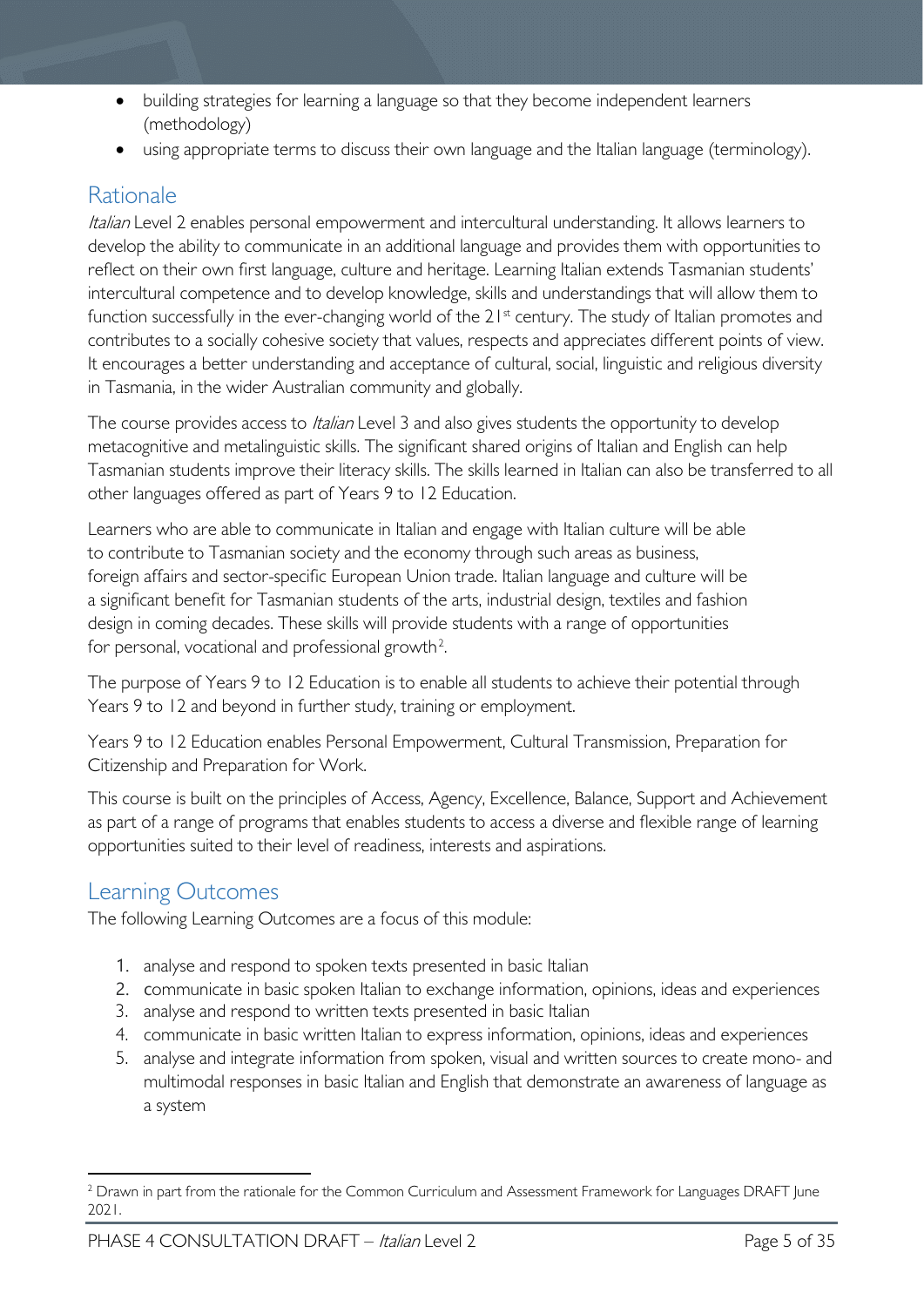- building strategies for learning a language so that they become independent learners (methodology)
- using appropriate terms to discuss their own language and the Italian language (terminology).

## Rationale

*Italian* Level 2 enables personal empowerment and intercultural understanding. It allows learners to develop the ability to communicate in an additional language and provides them with opportunities to reflect on their own first language, culture and heritage. Learning Italian extends Tasmanian students' intercultural competence and to develop knowledge, skills and understandings that will allow them to function successfully in the ever-changing world of the 21st century. The study of Italian promotes and contributes to a socially cohesive society that values, respects and appreciates different points of view. It encourages a better understanding and acceptance of cultural, social, linguistic and religious diversity in Tasmania, in the wider Australian community and globally.

The course provides access to *Italian* Level 3 and also gives students the opportunity to develop metacognitive and metalinguistic skills. The significant shared origins of Italian and English can help Tasmanian students improve their literacy skills. The skills learned in Italian can also be transferred to all other languages offered as part of Years 9 to 12 Education.

Learners who are able to communicate in Italian and engage with Italian culture will be able to contribute to Tasmanian society and the economy through such areas as business, foreign affairs and sector-specific European Union trade. Italian language and culture will be a significant benefit for Tasmanian students of the arts, industrial design, textiles and fashion design in coming decades. These skills will provide students with a range of opportunities for personal, vocational and professional growth[2].

The purpose of Years 9 to 12 Education is to enable all students to achieve their potential through Years 9 to 12 and beyond in further study, training or employment.

Years 9 to 12 Education enables Personal Empowerment, Cultural Transmission, Preparation for Citizenship and Preparation for Work.

This course is built on the principles of Access, Agency, Excellence, Balance, Support and Achievement as part of a range of programs that enables students to access a diverse and flexible range of learning opportunities suited to their level of readiness, interests and aspirations.

## Learning Outcomes

The following Learning Outcomes are a focus of this module:

1. analyse and respond to spoken texts presented in basic Italian
2. communicate in basic spoken Italian to exchange information, opinions, ideas and experiences
3. analyse and respond to written texts presented in basic Italian
4. communicate in basic written Italian to express information, opinions, ideas and experiences
5. analyse and integrate information from spoken, visual and written sources to create mono- and multimodal responses in basic Italian and English that demonstrate an awareness of language as a system

[2] Drawn in part from the rationale for the Common Curriculum and Assessment Framework for Languages DRAFT June 2021.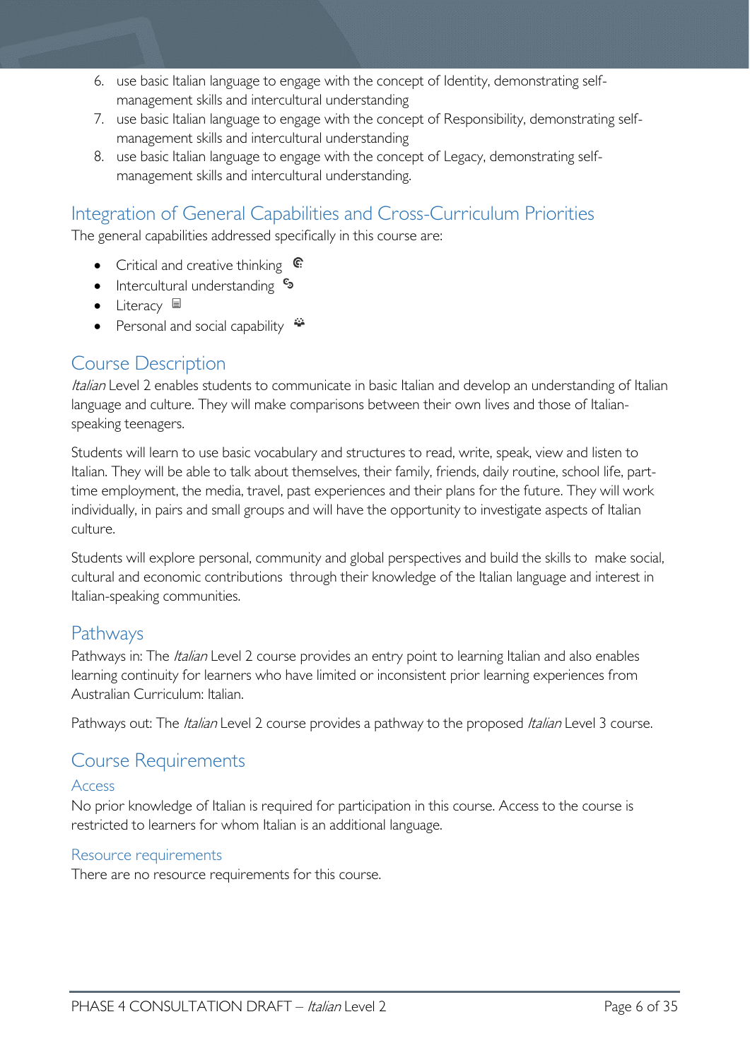6. use basic Italian language to engage with the concept of Identity, demonstrating self-management skills and intercultural understanding
7. use basic Italian language to engage with the concept of Responsibility, demonstrating self-management skills and intercultural understanding
8. use basic Italian language to engage with the concept of Legacy, demonstrating self-management skills and intercultural understanding.

## Integration of General Capabilities and Cross-Curriculum Priorities

The general capabilities addressed specifically in this course are:

- Critical and creative thinking
- Intercultural understanding
- Literacy
- Personal and social capability

## Course Description

*Italian* Level 2 enables students to communicate in basic Italian and develop an understanding of Italian language and culture. They will make comparisons between their own lives and those of Italian-speaking teenagers.

Students will learn to use basic vocabulary and structures to read, write, speak, view and listen to Italian. They will be able to talk about themselves, their family, friends, daily routine, school life, part-time employment, the media, travel, past experiences and their plans for the future. They will work individually, in pairs and small groups and will have the opportunity to investigate aspects of Italian culture.

Students will explore personal, community and global perspectives and build the skills to make social, cultural and economic contributions through their knowledge of the Italian language and interest in Italian-speaking communities.

## Pathways

Pathways in: The *Italian* Level 2 course provides an entry point to learning Italian and also enables learning continuity for learners who have limited or inconsistent prior learning experiences from Australian Curriculum: Italian.

Pathways out: The *Italian* Level 2 course provides a pathway to the proposed *Italian* Level 3 course.

## Course Requirements

### Access

No prior knowledge of Italian is required for participation in this course. Access to the course is restricted to learners for whom Italian is an additional language.

### Resource requirements

There are no resource requirements for this course.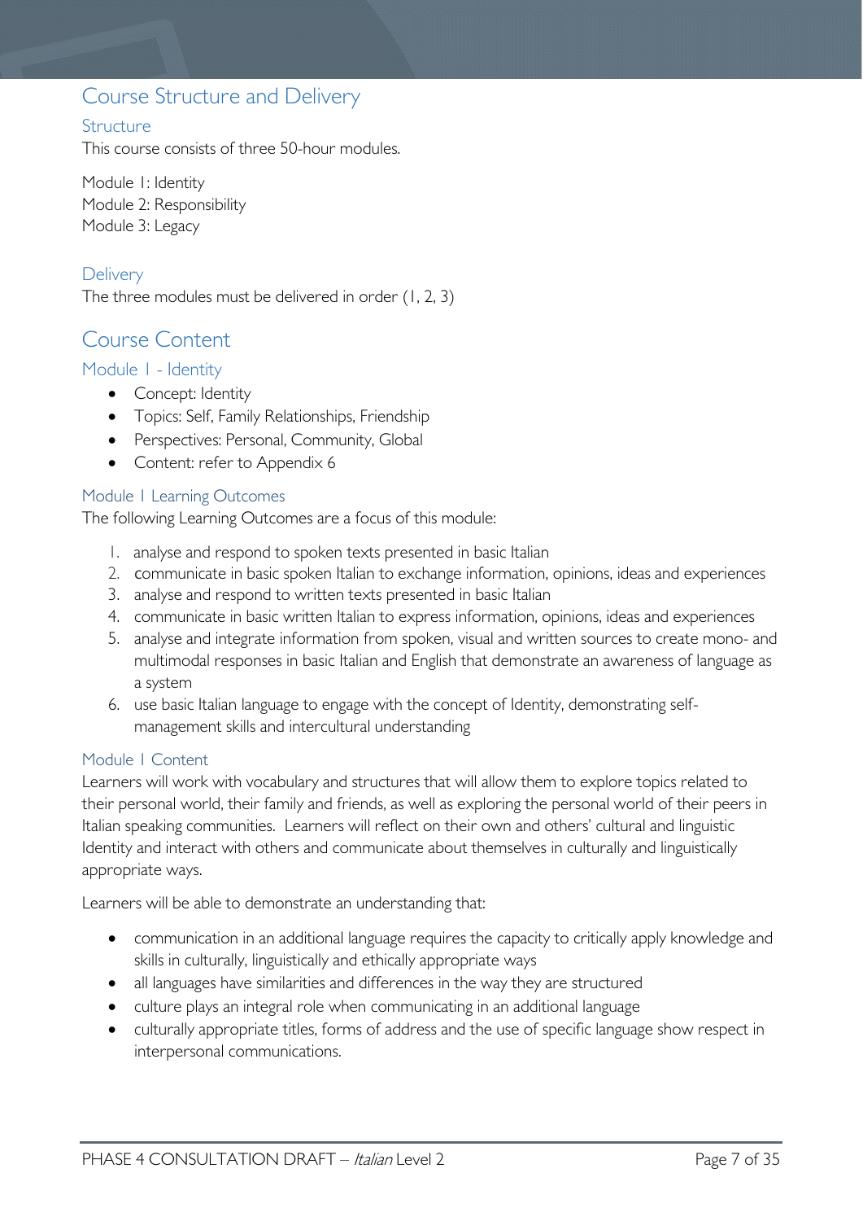# Course Structure and Delivery

## Structure

This course consists of three 50-hour modules.

Module 1: Identity
Module 2: Responsibility
Module 3: Legacy

## Delivery

The three modules must be delivered in order (1, 2, 3)

# Course Content

## Module 1 - Identity

- Concept: Identity
- Topics: Self, Family Relationships, Friendship
- Perspectives: Personal, Community, Global
- Content: refer to Appendix 6

## Module 1 Learning Outcomes

The following Learning Outcomes are a focus of this module:

1. analyse and respond to spoken texts presented in basic Italian
2. communicate in basic spoken Italian to exchange information, opinions, ideas and experiences
3. analyse and respond to written texts presented in basic Italian
4. communicate in basic written Italian to express information, opinions, ideas and experiences
5. analyse and integrate information from spoken, visual and written sources to create mono- and multimodal responses in basic Italian and English that demonstrate an awareness of language as a system
6. use basic Italian language to engage with the concept of Identity, demonstrating self-management skills and intercultural understanding

## Module 1 Content

Learners will work with vocabulary and structures that will allow them to explore topics related to their personal world, their family and friends, as well as exploring the personal world of their peers in Italian speaking communities. Learners will reflect on their own and others' cultural and linguistic Identity and interact with others and communicate about themselves in culturally and linguistically appropriate ways.

Learners will be able to demonstrate an understanding that:

- communication in an additional language requires the capacity to critically apply knowledge and skills in culturally, linguistically and ethically appropriate ways
- all languages have similarities and differences in the way they are structured
- culture plays an integral role when communicating in an additional language
- culturally appropriate titles, forms of address and the use of specific language show respect in interpersonal communications.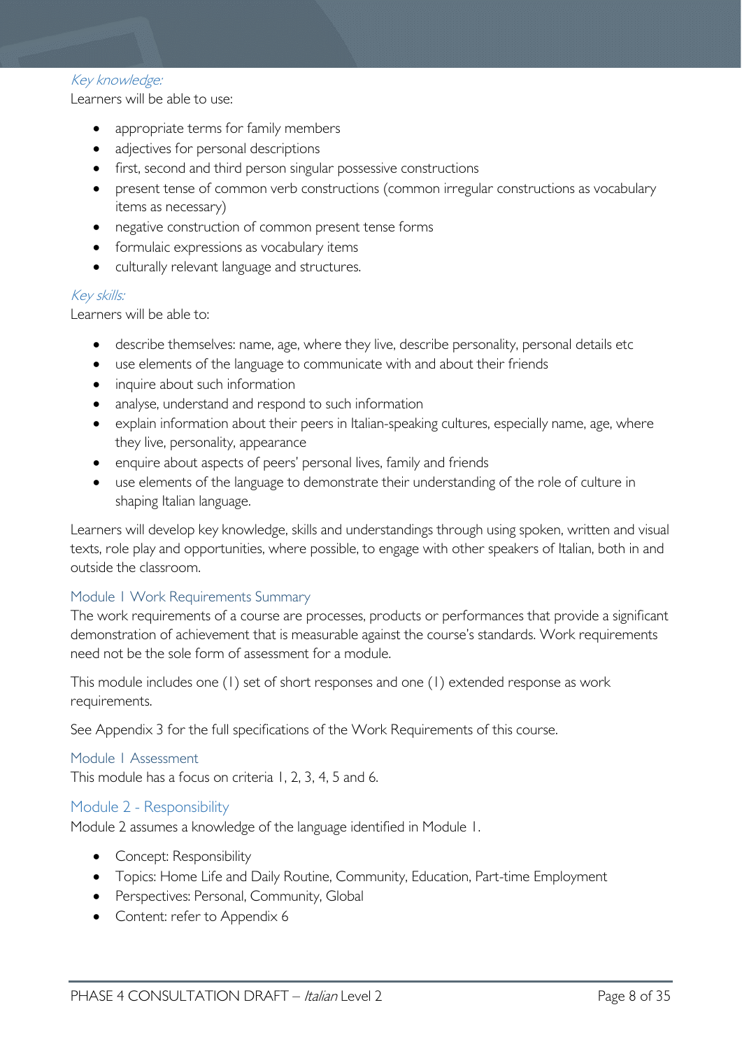*Key knowledge:*

Learners will be able to use:

- appropriate terms for family members
- adjectives for personal descriptions
- first, second and third person singular possessive constructions
- present tense of common verb constructions (common irregular constructions as vocabulary items as necessary)
- negative construction of common present tense forms
- formulaic expressions as vocabulary items
- culturally relevant language and structures.

*Key skills:*

Learners will be able to:

- describe themselves: name, age, where they live, describe personality, personal details etc
- use elements of the language to communicate with and about their friends
- inquire about such information
- analyse, understand and respond to such information
- explain information about their peers in Italian-speaking cultures, especially name, age, where they live, personality, appearance
- enquire about aspects of peers' personal lives, family and friends
- use elements of the language to demonstrate their understanding of the role of culture in shaping Italian language.

Learners will develop key knowledge, skills and understandings through using spoken, written and visual texts, role play and opportunities, where possible, to engage with other speakers of Italian, both in and outside the classroom.

### Module 1 Work Requirements Summary

The work requirements of a course are processes, products or performances that provide a significant demonstration of achievement that is measurable against the course's standards. Work requirements need not be the sole form of assessment for a module.

This module includes one (1) set of short responses and one (1) extended response as work requirements.

See Appendix 3 for the full specifications of the Work Requirements of this course.

### Module 1 Assessment

This module has a focus on criteria 1, 2, 3, 4, 5 and 6.

## Module 2 - Responsibility

Module 2 assumes a knowledge of the language identified in Module 1.

- Concept: Responsibility
- Topics: Home Life and Daily Routine, Community, Education, Part-time Employment
- Perspectives: Personal, Community, Global
- Content: refer to Appendix 6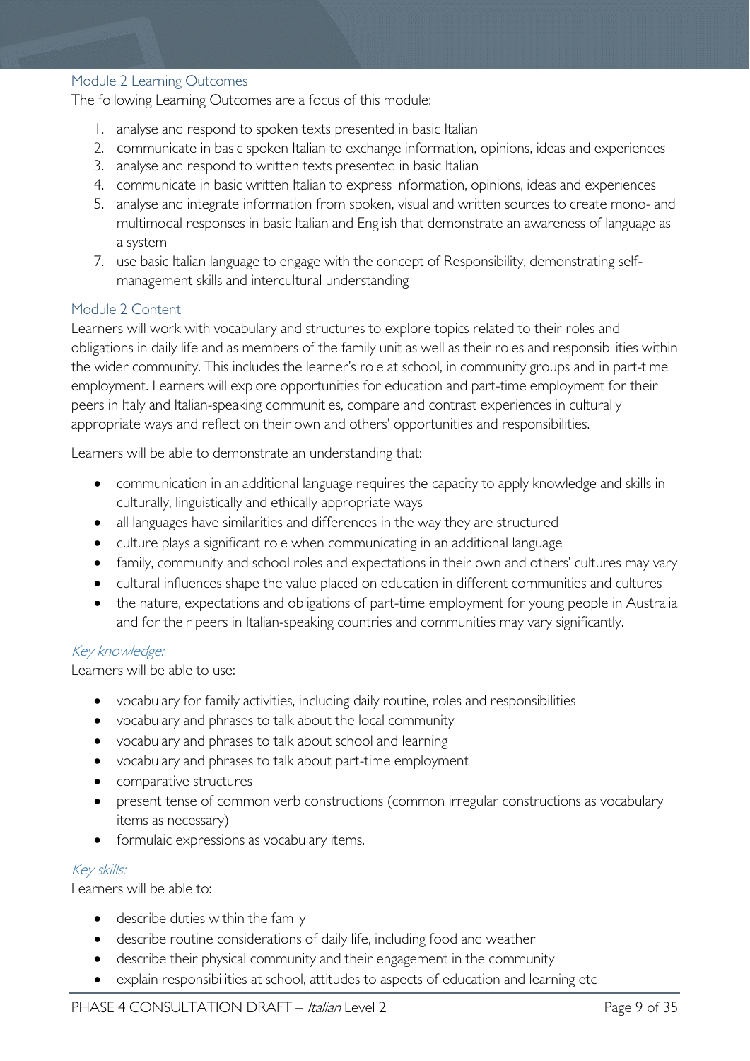## Module 2 Learning Outcomes

The following Learning Outcomes are a focus of this module:

1. analyse and respond to spoken texts presented in basic Italian
2. communicate in basic spoken Italian to exchange information, opinions, ideas and experiences
3. analyse and respond to written texts presented in basic Italian
4. communicate in basic written Italian to express information, opinions, ideas and experiences
5. analyse and integrate information from spoken, visual and written sources to create mono- and multimodal responses in basic Italian and English that demonstrate an awareness of language as a system
7. use basic Italian language to engage with the concept of Responsibility, demonstrating self-management skills and intercultural understanding

## Module 2 Content

Learners will work with vocabulary and structures to explore topics related to their roles and obligations in daily life and as members of the family unit as well as their roles and responsibilities within the wider community. This includes the learner's role at school, in community groups and in part-time employment. Learners will explore opportunities for education and part-time employment for their peers in Italy and Italian-speaking communities, compare and contrast experiences in culturally appropriate ways and reflect on their own and others' opportunities and responsibilities.

Learners will be able to demonstrate an understanding that:

- communication in an additional language requires the capacity to apply knowledge and skills in culturally, linguistically and ethically appropriate ways
- all languages have similarities and differences in the way they are structured
- culture plays a significant role when communicating in an additional language
- family, community and school roles and expectations in their own and others' cultures may vary
- cultural influences shape the value placed on education in different communities and cultures
- the nature, expectations and obligations of part-time employment for young people in Australia and for their peers in Italian-speaking countries and communities may vary significantly.

### *Key knowledge:*

Learners will be able to use:

- vocabulary for family activities, including daily routine, roles and responsibilities
- vocabulary and phrases to talk about the local community
- vocabulary and phrases to talk about school and learning
- vocabulary and phrases to talk about part-time employment
- comparative structures
- present tense of common verb constructions (common irregular constructions as vocabulary items as necessary)
- formulaic expressions as vocabulary items.

### *Key skills:*

Learners will be able to:

- describe duties within the family
- describe routine considerations of daily life, including food and weather
- describe their physical community and their engagement in the community
- explain responsibilities at school, attitudes to aspects of education and learning etc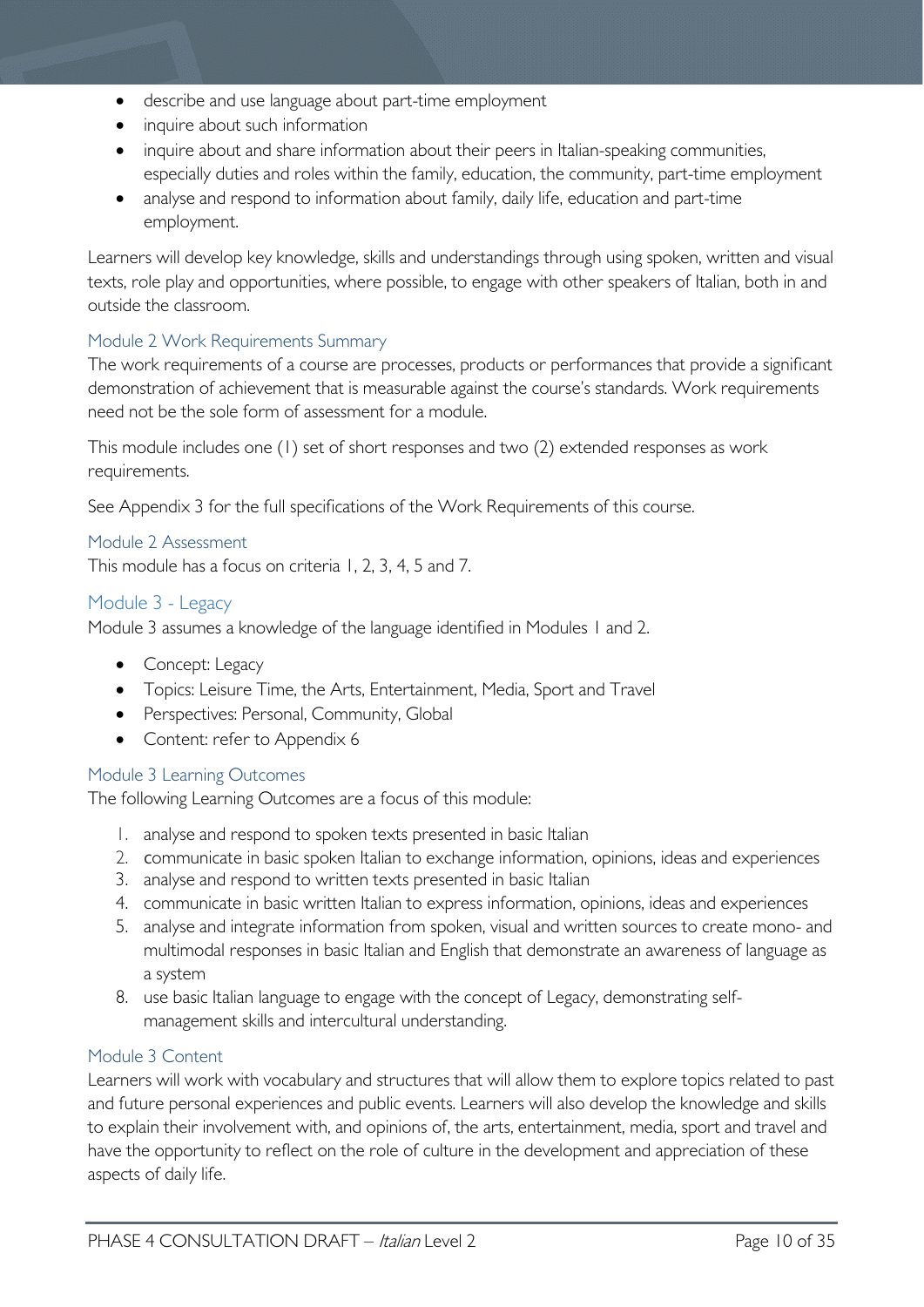- describe and use language about part-time employment
- inquire about such information
- inquire about and share information about their peers in Italian-speaking communities, especially duties and roles within the family, education, the community, part-time employment
- analyse and respond to information about family, daily life, education and part-time employment.

Learners will develop key knowledge, skills and understandings through using spoken, written and visual texts, role play and opportunities, where possible, to engage with other speakers of Italian, both in and outside the classroom.

### Module 2 Work Requirements Summary

The work requirements of a course are processes, products or performances that provide a significant demonstration of achievement that is measurable against the course's standards. Work requirements need not be the sole form of assessment for a module.

This module includes one (1) set of short responses and two (2) extended responses as work requirements.

See Appendix 3 for the full specifications of the Work Requirements of this course.

### Module 2 Assessment

This module has a focus on criteria 1, 2, 3, 4, 5 and 7.

## Module 3 - Legacy

Module 3 assumes a knowledge of the language identified in Modules 1 and 2.

- Concept: Legacy
- Topics: Leisure Time, the Arts, Entertainment, Media, Sport and Travel
- Perspectives: Personal, Community, Global
- Content: refer to Appendix 6

### Module 3 Learning Outcomes

The following Learning Outcomes are a focus of this module:

1. analyse and respond to spoken texts presented in basic Italian
2. communicate in basic spoken Italian to exchange information, opinions, ideas and experiences
3. analyse and respond to written texts presented in basic Italian
4. communicate in basic written Italian to express information, opinions, ideas and experiences
5. analyse and integrate information from spoken, visual and written sources to create mono- and multimodal responses in basic Italian and English that demonstrate an awareness of language as a system
8. use basic Italian language to engage with the concept of Legacy, demonstrating self-management skills and intercultural understanding.

### Module 3 Content

Learners will work with vocabulary and structures that will allow them to explore topics related to past and future personal experiences and public events. Learners will also develop the knowledge and skills to explain their involvement with, and opinions of, the arts, entertainment, media, sport and travel and have the opportunity to reflect on the role of culture in the development and appreciation of these aspects of daily life.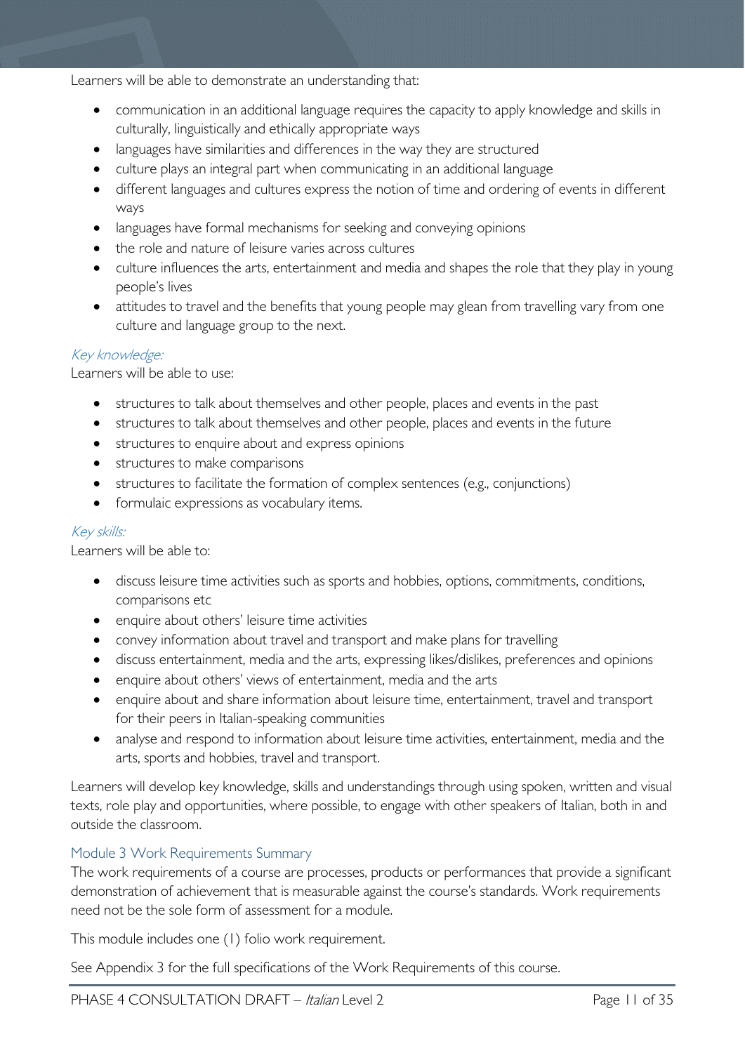Learners will be able to demonstrate an understanding that:

- communication in an additional language requires the capacity to apply knowledge and skills in culturally, linguistically and ethically appropriate ways
- languages have similarities and differences in the way they are structured
- culture plays an integral part when communicating in an additional language
- different languages and cultures express the notion of time and ordering of events in different ways
- languages have formal mechanisms for seeking and conveying opinions
- the role and nature of leisure varies across cultures
- culture influences the arts, entertainment and media and shapes the role that they play in young people's lives
- attitudes to travel and the benefits that young people may glean from travelling vary from one culture and language group to the next.

*Key knowledge:*

Learners will be able to use:

- structures to talk about themselves and other people, places and events in the past
- structures to talk about themselves and other people, places and events in the future
- structures to enquire about and express opinions
- structures to make comparisons
- structures to facilitate the formation of complex sentences (e.g., conjunctions)
- formulaic expressions as vocabulary items.

*Key skills:*

Learners will be able to:

- discuss leisure time activities such as sports and hobbies, options, commitments, conditions, comparisons etc
- enquire about others' leisure time activities
- convey information about travel and transport and make plans for travelling
- discuss entertainment, media and the arts, expressing likes/dislikes, preferences and opinions
- enquire about others' views of entertainment, media and the arts
- enquire about and share information about leisure time, entertainment, travel and transport for their peers in Italian-speaking communities
- analyse and respond to information about leisure time activities, entertainment, media and the arts, sports and hobbies, travel and transport.

Learners will develop key knowledge, skills and understandings through using spoken, written and visual texts, role play and opportunities, where possible, to engage with other speakers of Italian, both in and outside the classroom.

### Module 3 Work Requirements Summary

The work requirements of a course are processes, products or performances that provide a significant demonstration of achievement that is measurable against the course's standards. Work requirements need not be the sole form of assessment for a module.

This module includes one (1) folio work requirement.

See Appendix 3 for the full specifications of the Work Requirements of this course.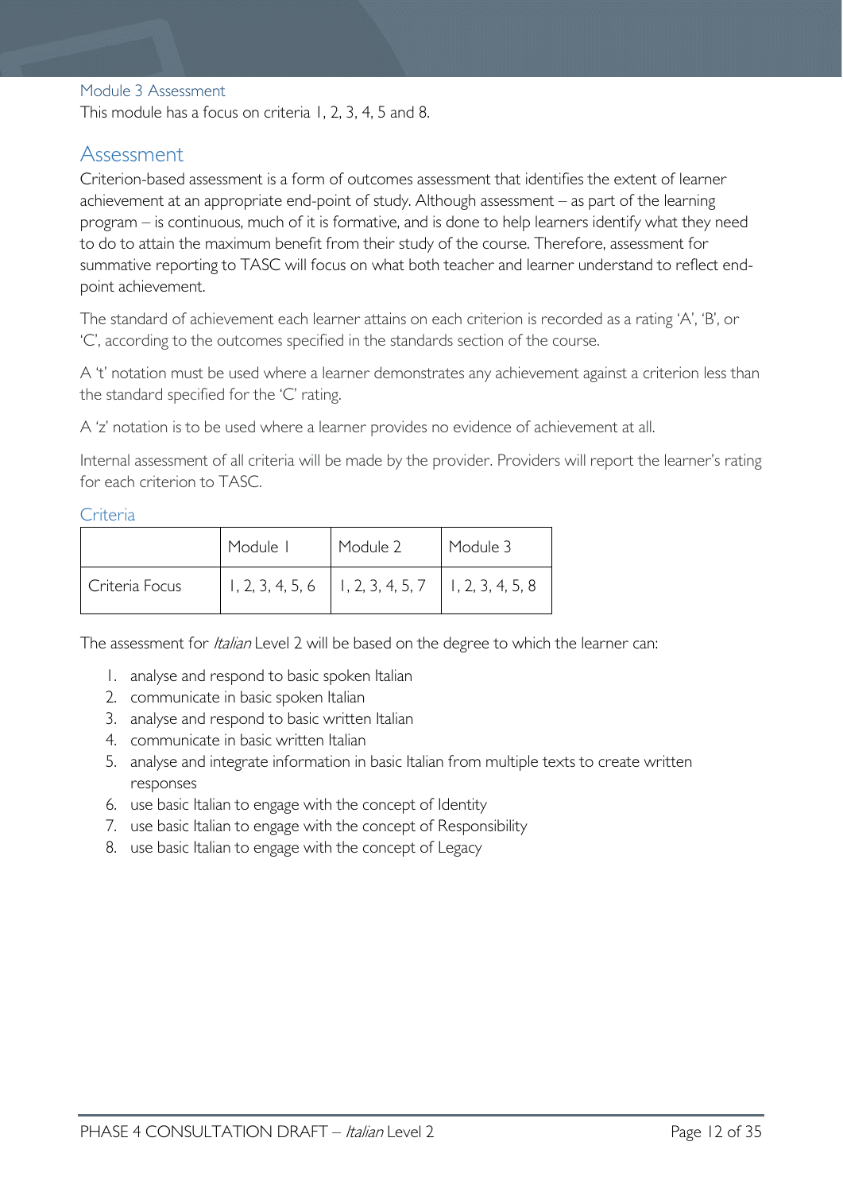### Module 3 Assessment

This module has a focus on criteria 1, 2, 3, 4, 5 and 8.

## Assessment

Criterion-based assessment is a form of outcomes assessment that identifies the extent of learner achievement at an appropriate end-point of study. Although assessment – as part of the learning program – is continuous, much of it is formative, and is done to help learners identify what they need to do to attain the maximum benefit from their study of the course. Therefore, assessment for summative reporting to TASC will focus on what both teacher and learner understand to reflect end-point achievement.

The standard of achievement each learner attains on each criterion is recorded as a rating 'A', 'B', or 'C', according to the outcomes specified in the standards section of the course.

A 't' notation must be used where a learner demonstrates any achievement against a criterion less than the standard specified for the 'C' rating.

A 'z' notation is to be used where a learner provides no evidence of achievement at all.

Internal assessment of all criteria will be made by the provider. Providers will report the learner's rating for each criterion to TASC.

### Criteria

| | Module 1 | Module 2 | Module 3 |
|---|---|---|---|
| Criteria Focus | 1, 2, 3, 4, 5, 6 | 1, 2, 3, 4, 5, 7 | 1, 2, 3, 4, 5, 8 |

The assessment for *Italian* Level 2 will be based on the degree to which the learner can:

1. analyse and respond to basic spoken Italian
2. communicate in basic spoken Italian
3. analyse and respond to basic written Italian
4. communicate in basic written Italian
5. analyse and integrate information in basic Italian from multiple texts to create written responses
6. use basic Italian to engage with the concept of Identity
7. use basic Italian to engage with the concept of Responsibility
8. use basic Italian to engage with the concept of Legacy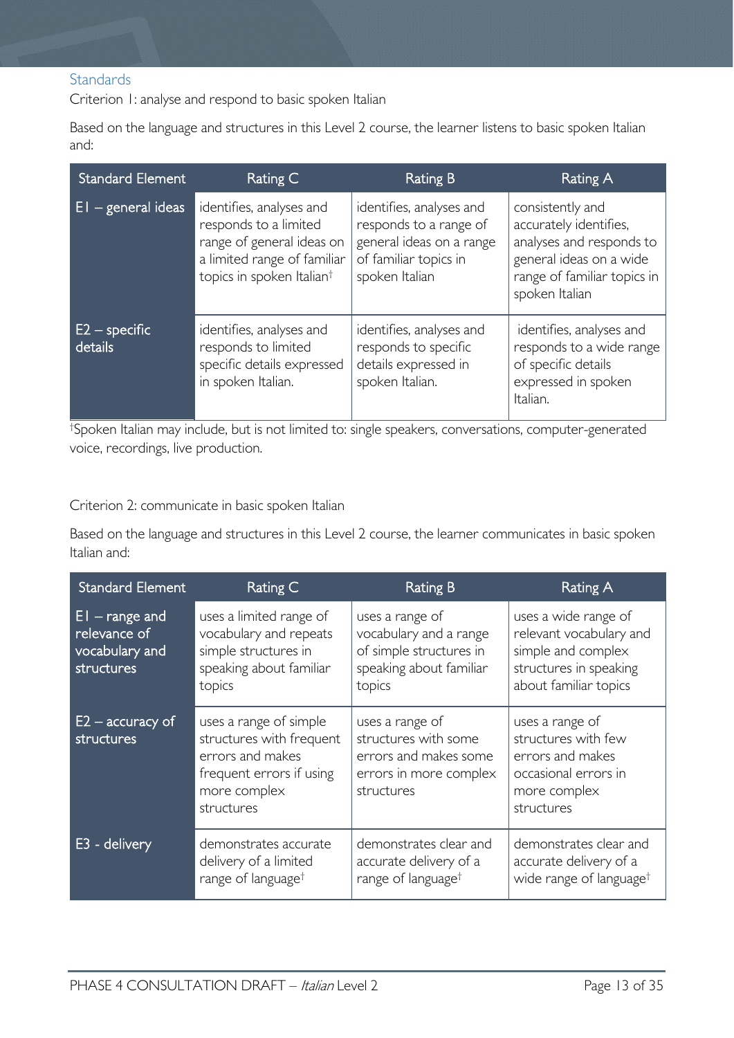## Standards

Criterion 1: analyse and respond to basic spoken Italian

Based on the language and structures in this Level 2 course, the learner listens to basic spoken Italian and:

| Standard Element | Rating C | Rating B | Rating A |
| --- | --- | --- | --- |
| E1 – general ideas | identifies, analyses and responds to a limited range of general ideas on a limited range of familiar topics in spoken Italian† | identifies, analyses and responds to a range of general ideas on a range of familiar topics in spoken Italian | consistently and accurately identifies, analyses and responds to general ideas on a wide range of familiar topics in spoken Italian |
| E2 – specific details | identifies, analyses and responds to limited specific details expressed in spoken Italian. | identifies, analyses and responds to specific details expressed in spoken Italian. | identifies, analyses and responds to a wide range of specific details expressed in spoken Italian. |

†Spoken Italian may include, but is not limited to: single speakers, conversations, computer-generated voice, recordings, live production.

Criterion 2: communicate in basic spoken Italian

Based on the language and structures in this Level 2 course, the learner communicates in basic spoken Italian and:

| Standard Element | Rating C | Rating B | Rating A |
| --- | --- | --- | --- |
| E1 – range and relevance of vocabulary and structures | uses a limited range of vocabulary and repeats simple structures in speaking about familiar topics | uses a range of vocabulary and a range of simple structures in speaking about familiar topics | uses a wide range of relevant vocabulary and simple and complex structures in speaking about familiar topics |
| E2 – accuracy of structures | uses a range of simple structures with frequent errors and makes frequent errors if using more complex structures | uses a range of structures with some errors and makes some errors in more complex structures | uses a range of structures with few errors and makes occasional errors in more complex structures |
| E3 - delivery | demonstrates accurate delivery of a limited range of language† | demonstrates clear and accurate delivery of a range of language† | demonstrates clear and accurate delivery of a wide range of language† |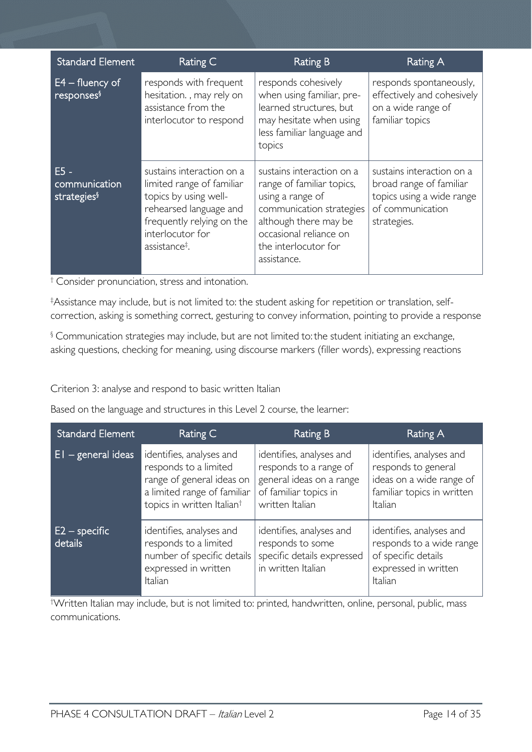| Standard Element | Rating C | Rating B | Rating A |
|---|---|---|---|
| E4 – fluency of responses[§] | responds with frequent hesitation. , may rely on assistance from the interlocutor to respond | responds cohesively when using familiar, pre-learned structures, but may hesitate when using less familiar language and topics | responds spontaneously, effectively and cohesively on a wide range of familiar topics |
| E5 - communication strategies[§] | sustains interaction on a limited range of familiar topics by using well-rehearsed language and frequently relying on the interlocutor for assistance[‡]. | sustains interaction on a range of familiar topics, using a range of communication strategies although there may be occasional reliance on the interlocutor for assistance. | sustains interaction on a broad range of familiar topics using a wide range of communication strategies. |

[†] Consider pronunciation, stress and intonation.

[‡]Assistance may include, but is not limited to: the student asking for repetition or translation, self-correction, asking is something correct, gesturing to convey information, pointing to provide a response

[§] Communication strategies may include, but are not limited to: the student initiating an exchange, asking questions, checking for meaning, using discourse markers (filler words), expressing reactions

Criterion 3: analyse and respond to basic written Italian

Based on the language and structures in this Level 2 course, the learner:

| Standard Element | Rating C | Rating B | Rating A |
|---|---|---|---|
| E1 – general ideas | identifies, analyses and responds to a limited range of general ideas on a limited range of familiar topics in written Italian[†] | identifies, analyses and responds to a range of general ideas on a range of familiar topics in written Italian | identifies, analyses and responds to general ideas on a wide range of familiar topics in written Italian |
| E2 – specific details | identifies, analyses and responds to a limited number of specific details expressed in written Italian | identifies, analyses and responds to some specific details expressed in written Italian | identifies, analyses and responds to a wide range of specific details expressed in written Italian |

[†]Written Italian may include, but is not limited to: printed, handwritten, online, personal, public, mass communications.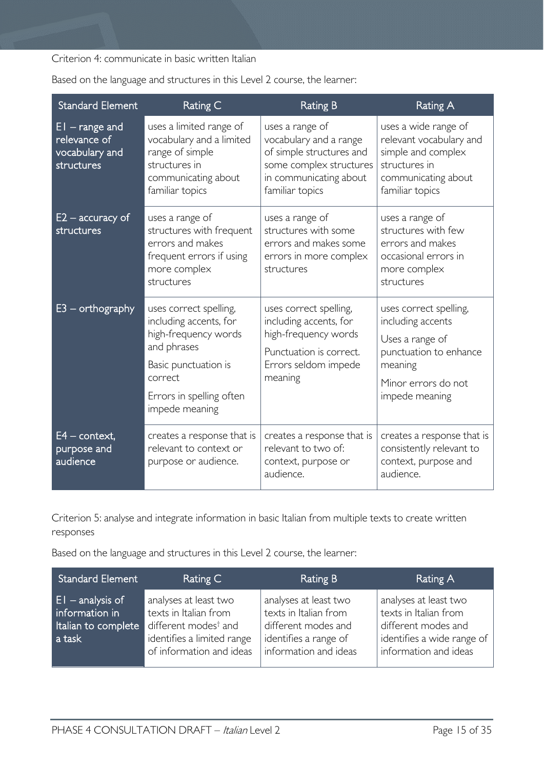Criterion 4: communicate in basic written Italian

Based on the language and structures in this Level 2 course, the learner:

| Standard Element | Rating C | Rating B | Rating A |
|---|---|---|---|
| E1 – range and relevance of vocabulary and structures | uses a limited range of vocabulary and a limited range of simple structures in communicating about familiar topics | uses a range of vocabulary and a range of simple structures and some complex structures in communicating about familiar topics | uses a wide range of relevant vocabulary and simple and complex structures in communicating about familiar topics |
| E2 – accuracy of structures | uses a range of structures with frequent errors and makes frequent errors if using more complex structures | uses a range of structures with some errors and makes some errors in more complex structures | uses a range of structures with few errors and makes occasional errors in more complex structures |
| E3 – orthography | uses correct spelling, including accents, for high-frequency words and phrases<br>Basic punctuation is correct<br>Errors in spelling often impede meaning | uses correct spelling, including accents, for high-frequency words<br>Punctuation is correct. Errors seldom impede meaning | uses correct spelling, including accents<br>Uses a range of punctuation to enhance meaning<br>Minor errors do not impede meaning |
| E4 – context, purpose and audience | creates a response that is relevant to context or purpose or audience. | creates a response that is relevant to two of: context, purpose or audience. | creates a response that is consistently relevant to context, purpose and audience. |

Criterion 5: analyse and integrate information in basic Italian from multiple texts to create written responses

Based on the language and structures in this Level 2 course, the learner:

| Standard Element | Rating C | Rating B | Rating A |
|---|---|---|---|
| E1 – analysis of information in Italian to complete a task | analyses at least two texts in Italian from different modes† and identifies a limited range of information and ideas | analyses at least two texts in Italian from different modes and identifies a range of information and ideas | analyses at least two texts in Italian from different modes and identifies a wide range of information and ideas |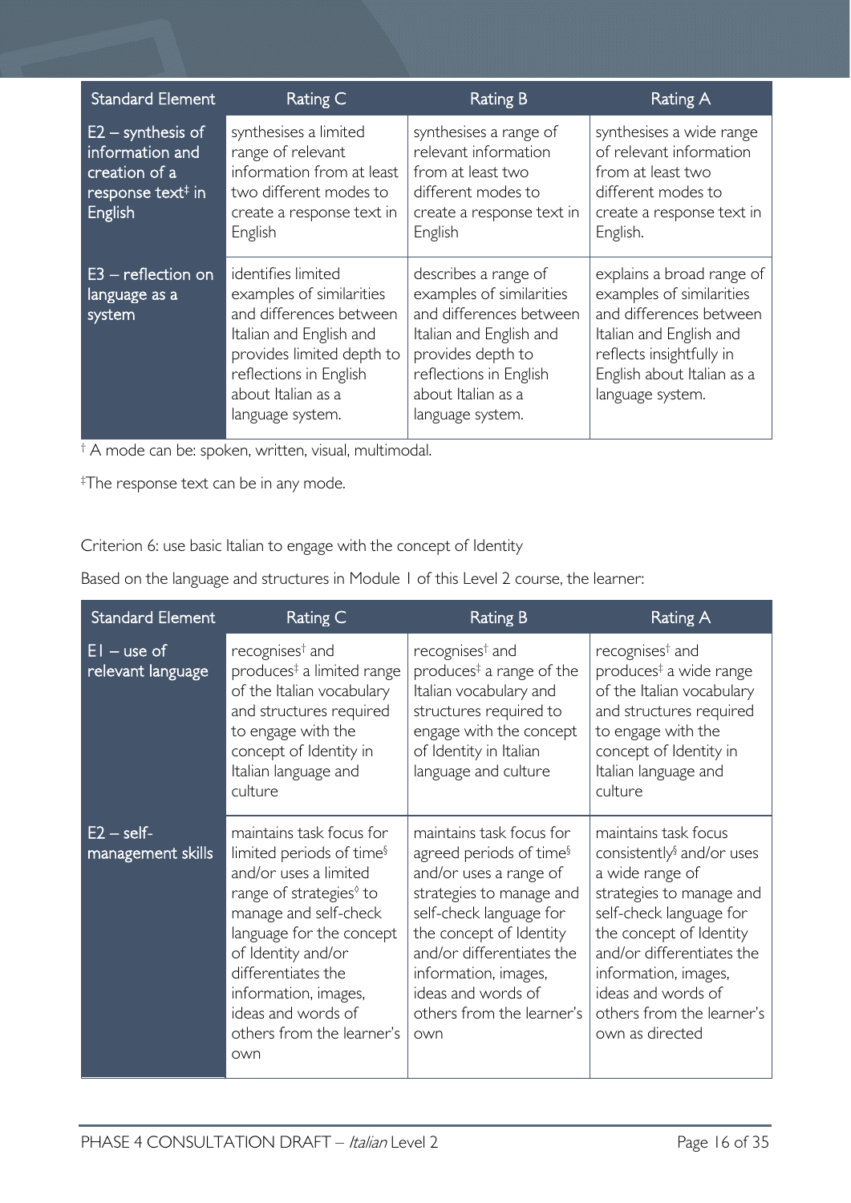| Standard Element | Rating C | Rating B | Rating A |
| --- | --- | --- | --- |
| E2 – synthesis of information and creation of a response text‡ in English | synthesises a limited range of relevant information from at least two different modes to create a response text in English | synthesises a range of relevant information from at least two different modes to create a response text in English | synthesises a wide range of relevant information from at least two different modes to create a response text in English. |
| E3 – reflection on language as a system | identifies limited examples of similarities and differences between Italian and English and provides limited depth to reflections in English about Italian as a language system. | describes a range of examples of similarities and differences between Italian and English and provides depth to reflections in English about Italian as a language system. | explains a broad range of examples of similarities and differences between Italian and English and reflects insightfully in English about Italian as a language system. |

† A mode can be: spoken, written, visual, multimodal.

‡The response text can be in any mode.

Criterion 6: use basic Italian to engage with the concept of Identity

Based on the language and structures in Module 1 of this Level 2 course, the learner:

| Standard Element | Rating C | Rating B | Rating A |
| --- | --- | --- | --- |
| E1 – use of relevant language | recognises† and produces‡ a limited range of the Italian vocabulary and structures required to engage with the concept of Identity in Italian language and culture | recognises† and produces‡ a range of the Italian vocabulary and structures required to engage with the concept of Identity in Italian language and culture | recognises† and produces‡ a wide range of the Italian vocabulary and structures required to engage with the concept of Identity in Italian language and culture |
| E2 – self-management skills | maintains task focus for limited periods of time§ and/or uses a limited range of strategies◊ to manage and self-check language for the concept of Identity and/or differentiates the information, images, ideas and words of others from the learner's own | maintains task focus for agreed periods of time§ and/or uses a range of strategies to manage and self-check language for the concept of Identity and/or differentiates the information, images, ideas and words of others from the learner's own | maintains task focus consistently§ and/or uses a wide range of strategies to manage and self-check language for the concept of Identity and/or differentiates the information, images, ideas and words of others from the learner's own as directed |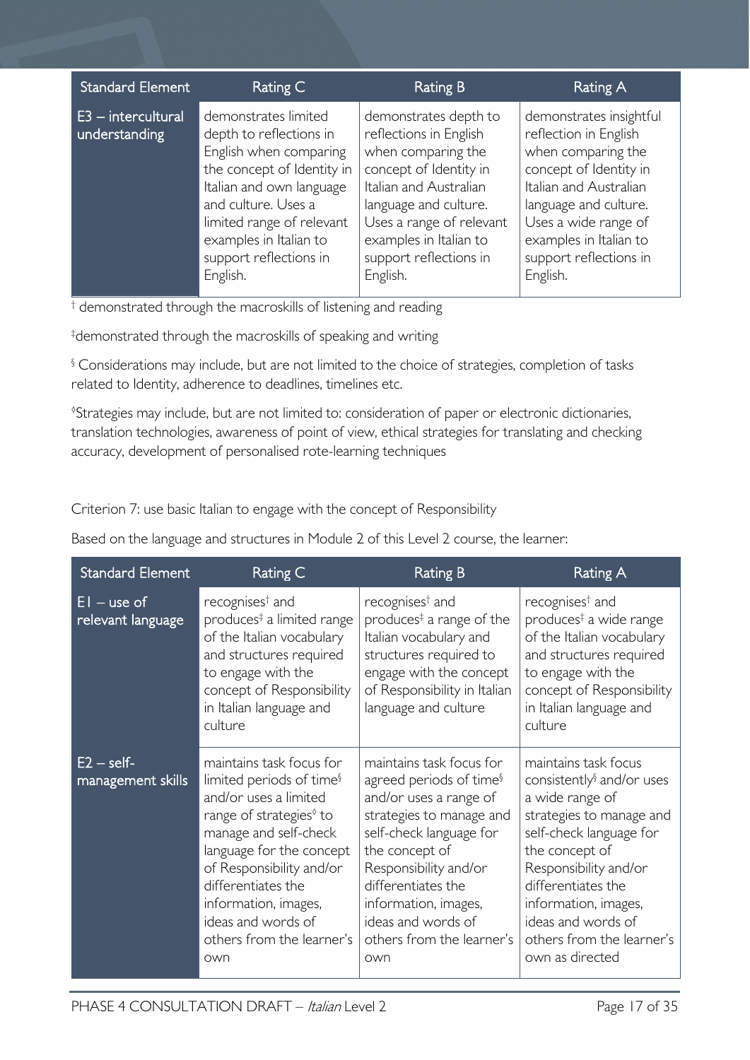| Standard Element | Rating C | Rating B | Rating A |
|---|---|---|---|
| E3 – intercultural understanding | demonstrates limited depth to reflections in English when comparing the concept of Identity in Italian and own language and culture. Uses a limited range of relevant examples in Italian to support reflections in English. | demonstrates depth to reflections in English when comparing the concept of Identity in Italian and Australian language and culture. Uses a range of relevant examples in Italian to support reflections in English. | demonstrates insightful reflection in English when comparing the concept of Identity in Italian and Australian language and culture. Uses a wide range of examples in Italian to support reflections in English. |

† demonstrated through the macroskills of listening and reading

‡demonstrated through the macroskills of speaking and writing

§ Considerations may include, but are not limited to the choice of strategies, completion of tasks related to Identity, adherence to deadlines, timelines etc.

◊Strategies may include, but are not limited to: consideration of paper or electronic dictionaries, translation technologies, awareness of point of view, ethical strategies for translating and checking accuracy, development of personalised rote-learning techniques

Criterion 7: use basic Italian to engage with the concept of Responsibility

Based on the language and structures in Module 2 of this Level 2 course, the learner:

| Standard Element | Rating C | Rating B | Rating A |
|---|---|---|---|
| E1 – use of relevant language | recognises† and produces‡ a limited range of the Italian vocabulary and structures required to engage with the concept of Responsibility in Italian language and culture | recognises† and produces‡ a range of the Italian vocabulary and structures required to engage with the concept of Responsibility in Italian language and culture | recognises† and produces‡ a wide range of the Italian vocabulary and structures required to engage with the concept of Responsibility in Italian language and culture |
| E2 – self-management skills | maintains task focus for limited periods of time§ and/or uses a limited range of strategies◊ to manage and self-check language for the concept of Responsibility and/or differentiates the information, images, ideas and words of others from the learner's own | maintains task focus for agreed periods of time§ and/or uses a range of strategies to manage and self-check language for the concept of Responsibility and/or differentiates the information, images, ideas and words of others from the learner's own | maintains task focus consistently§ and/or uses a wide range of strategies to manage and self-check language for the concept of Responsibility and/or differentiates the information, images, ideas and words of others from the learner's own as directed |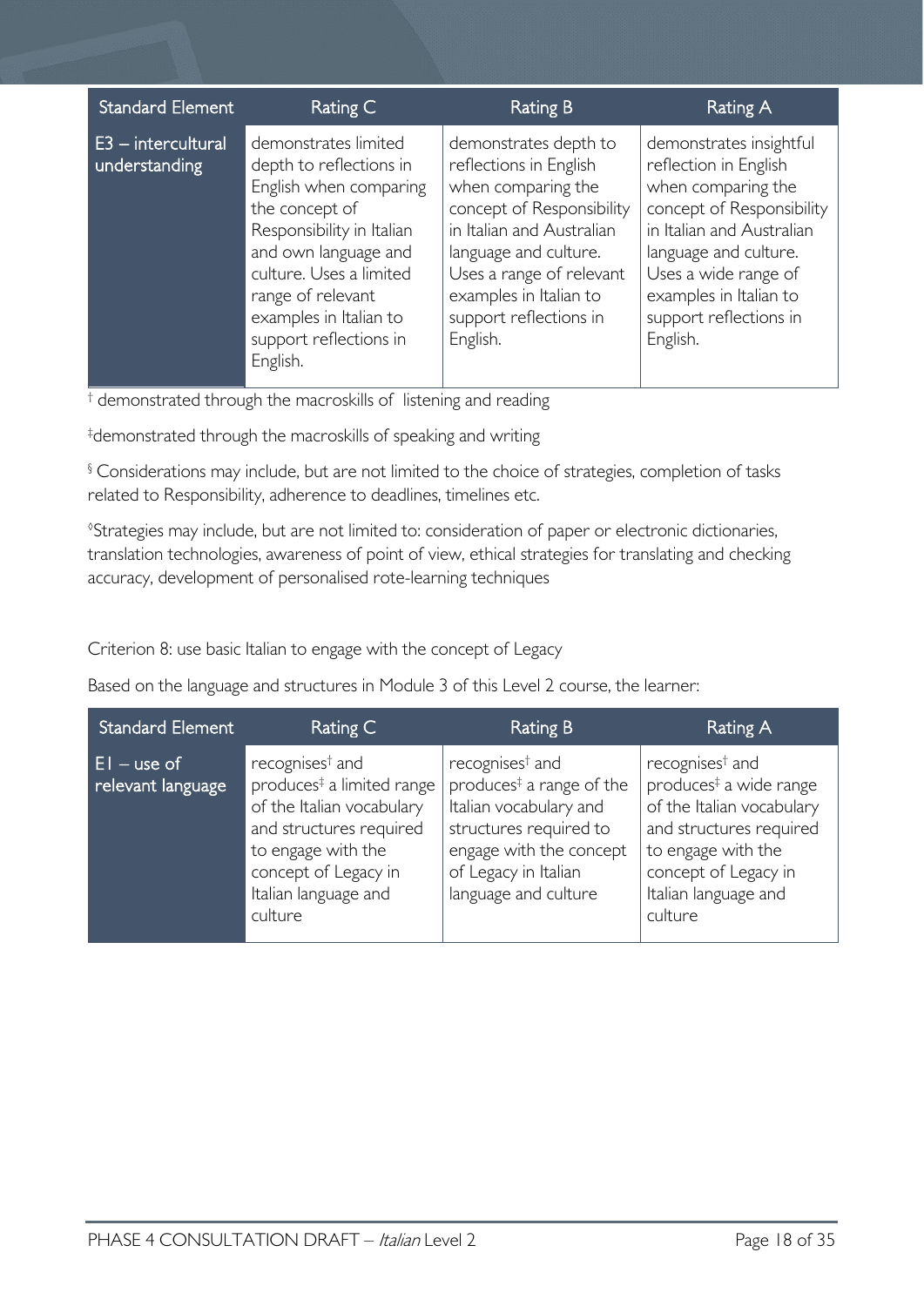| Standard Element | Rating C | Rating B | Rating A |
|---|---|---|---|
| E3 – intercultural understanding | demonstrates limited depth to reflections in English when comparing the concept of Responsibility in Italian and own language and culture. Uses a limited range of relevant examples in Italian to support reflections in English. | demonstrates depth to reflections in English when comparing the concept of Responsibility in Italian and Australian language and culture. Uses a range of relevant examples in Italian to support reflections in English. | demonstrates insightful reflection in English when comparing the concept of Responsibility in Italian and Australian language and culture. Uses a wide range of examples in Italian to support reflections in English. |

† demonstrated through the macroskills of listening and reading

‡demonstrated through the macroskills of speaking and writing

§ Considerations may include, but are not limited to the choice of strategies, completion of tasks related to Responsibility, adherence to deadlines, timelines etc.

◊Strategies may include, but are not limited to: consideration of paper or electronic dictionaries, translation technologies, awareness of point of view, ethical strategies for translating and checking accuracy, development of personalised rote-learning techniques

Criterion 8: use basic Italian to engage with the concept of Legacy

Based on the language and structures in Module 3 of this Level 2 course, the learner:

| Standard Element | Rating C | Rating B | Rating A |
|---|---|---|---|
| E1 – use of relevant language | recognises† and produces‡ a limited range of the Italian vocabulary and structures required to engage with the concept of Legacy in Italian language and culture | recognises† and produces‡ a range of the Italian vocabulary and structures required to engage with the concept of Legacy in Italian language and culture | recognises† and produces‡ a wide range of the Italian vocabulary and structures required to engage with the concept of Legacy in Italian language and culture |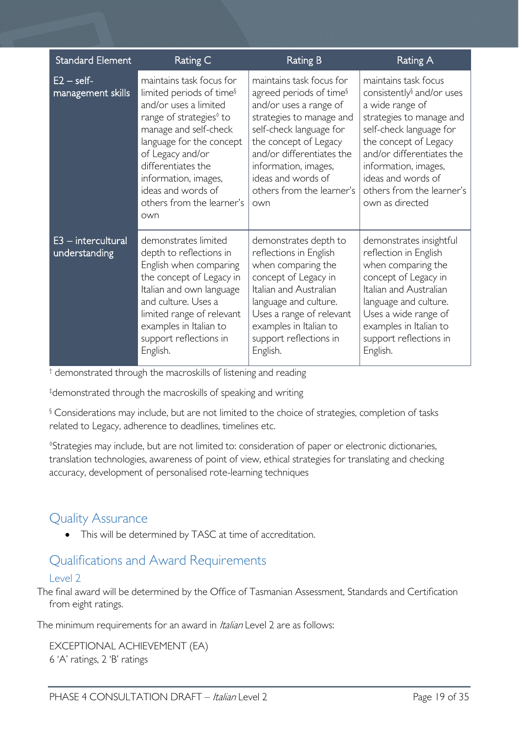| Standard Element | Rating C | Rating B | Rating A |
|---|---|---|---|
| E2 – self-management skills | maintains task focus for limited periods of time§ and/or uses a limited range of strategies◊ to manage and self-check language for the concept of Legacy and/or differentiates the information, images, ideas and words of others from the learner's own | maintains task focus for agreed periods of time§ and/or uses a range of strategies to manage and self-check language for the concept of Legacy and/or differentiates the information, images, ideas and words of others from the learner's own | maintains task focus consistently§ and/or uses a wide range of strategies to manage and self-check language for the concept of Legacy and/or differentiates the information, images, ideas and words of others from the learner's own as directed |
| E3 – intercultural understanding | demonstrates limited depth to reflections in English when comparing the concept of Legacy in Italian and own language and culture. Uses a limited range of relevant examples in Italian to support reflections in English. | demonstrates depth to reflections in English when comparing the concept of Legacy in Italian and Australian language and culture. Uses a range of relevant examples in Italian to support reflections in English. | demonstrates insightful reflection in English when comparing the concept of Legacy in Italian and Australian language and culture. Uses a wide range of examples in Italian to support reflections in English. |

† demonstrated through the macroskills of listening and reading

‡demonstrated through the macroskills of speaking and writing

§ Considerations may include, but are not limited to the choice of strategies, completion of tasks related to Legacy, adherence to deadlines, timelines etc.

◊Strategies may include, but are not limited to: consideration of paper or electronic dictionaries, translation technologies, awareness of point of view, ethical strategies for translating and checking accuracy, development of personalised rote-learning techniques

## Quality Assurance

- This will be determined by TASC at time of accreditation.

## Qualifications and Award Requirements

### Level 2

The final award will be determined by the Office of Tasmanian Assessment, Standards and Certification from eight ratings.

The minimum requirements for an award in *Italian* Level 2 are as follows:

EXCEPTIONAL ACHIEVEMENT (EA)
6 'A' ratings, 2 'B' ratings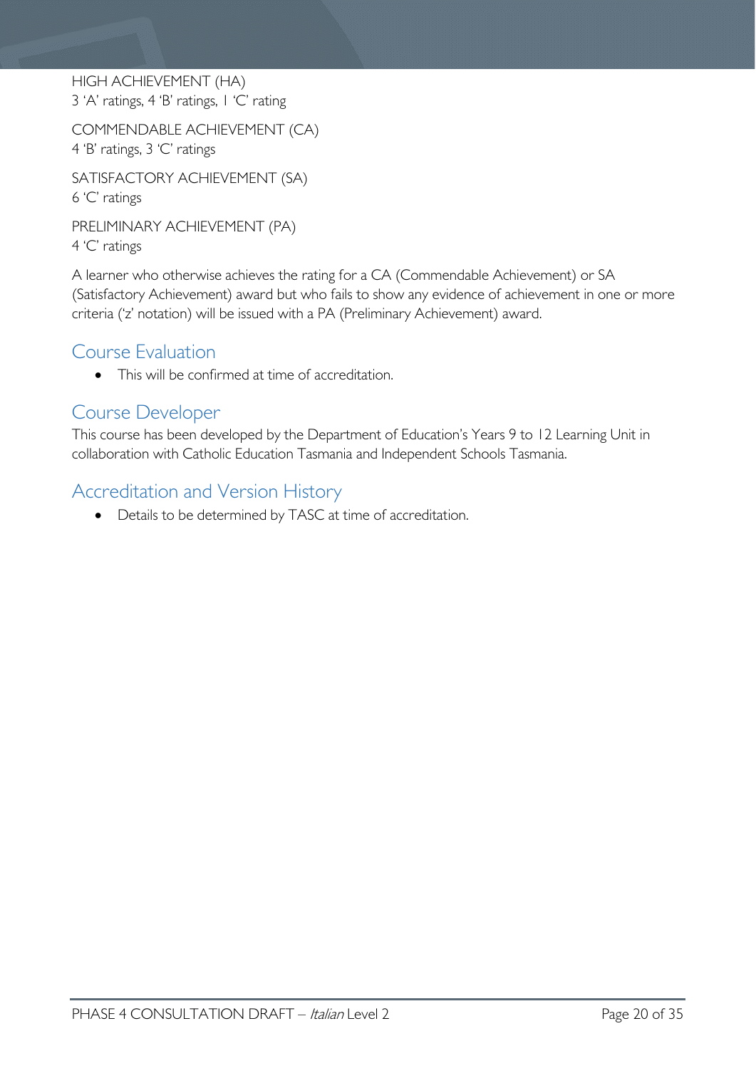HIGH ACHIEVEMENT (HA)
3 'A' ratings, 4 'B' ratings, 1 'C' rating

COMMENDABLE ACHIEVEMENT (CA)
4 'B' ratings, 3 'C' ratings

SATISFACTORY ACHIEVEMENT (SA)
6 'C' ratings

PRELIMINARY ACHIEVEMENT (PA)
4 'C' ratings

A learner who otherwise achieves the rating for a CA (Commendable Achievement) or SA (Satisfactory Achievement) award but who fails to show any evidence of achievement in one or more criteria ('z' notation) will be issued with a PA (Preliminary Achievement) award.

## Course Evaluation

- This will be confirmed at time of accreditation.

## Course Developer

This course has been developed by the Department of Education's Years 9 to 12 Learning Unit in collaboration with Catholic Education Tasmania and Independent Schools Tasmania.

## Accreditation and Version History

- Details to be determined by TASC at time of accreditation.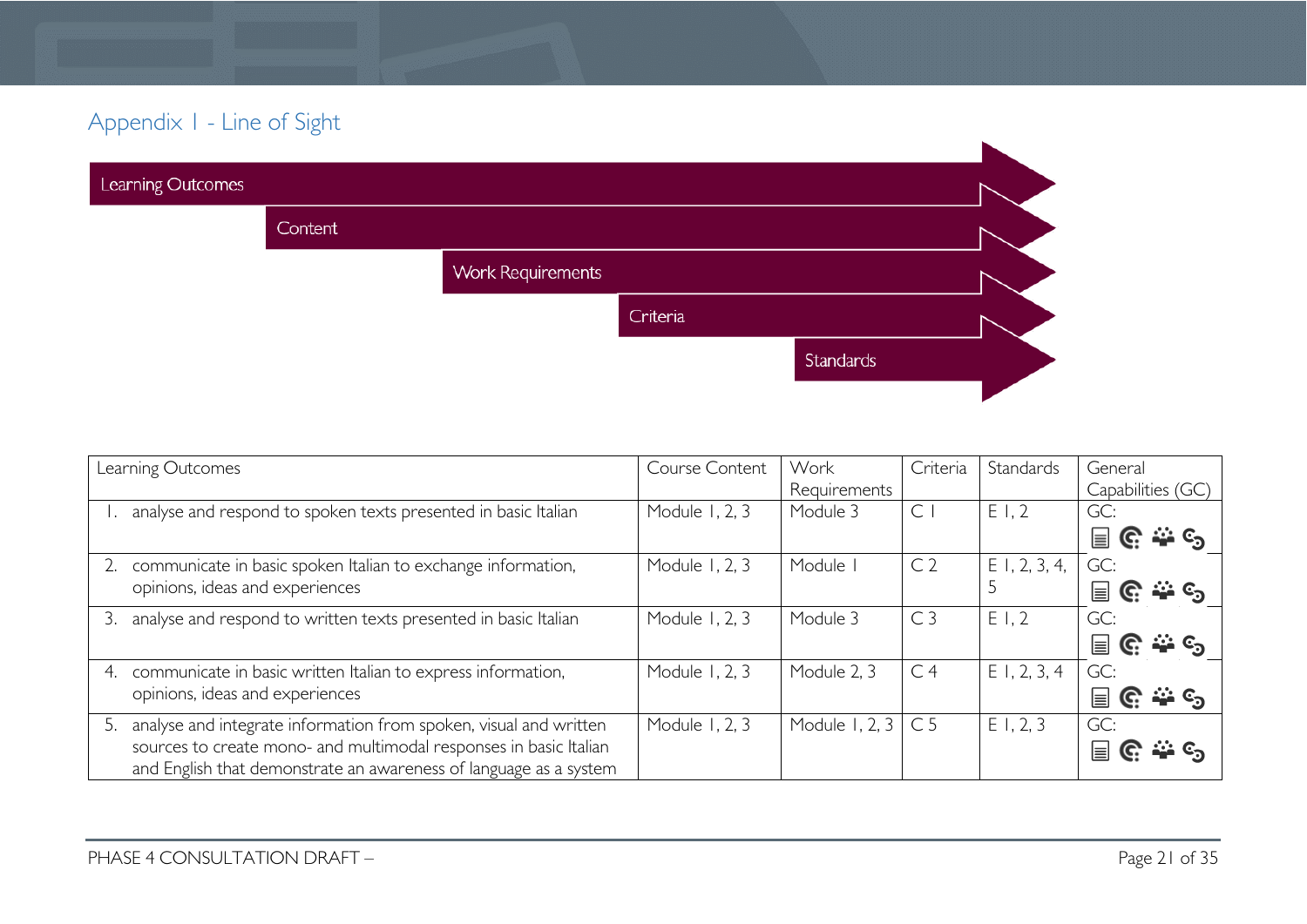## Appendix 1 - Line of Sight

Learning Outcomes

Content

Work Requirements

Criteria

Standards

| Learning Outcomes | Course Content | Work Requirements | Criteria | Standards | General Capabilities (GC) |
|---|---|---|---|---|---|
| 1. analyse and respond to spoken texts presented in basic Italian | Module 1, 2, 3 | Module 3 | C 1 | E 1, 2 | GC: |
| 2. communicate in basic spoken Italian to exchange information, opinions, ideas and experiences | Module 1, 2, 3 | Module 1 | C 2 | E 1, 2, 3, 4, 5 | GC: |
| 3. analyse and respond to written texts presented in basic Italian | Module 1, 2, 3 | Module 3 | C 3 | E 1, 2 | GC: |
| 4. communicate in basic written Italian to express information, opinions, ideas and experiences | Module 1, 2, 3 | Module 2, 3 | C 4 | E 1, 2, 3, 4 | GC: |
| 5. analyse and integrate information from spoken, visual and written sources to create mono- and multimodal responses in basic Italian and English that demonstrate an awareness of language as a system | Module 1, 2, 3 | Module 1, 2, 3 | C 5 | E 1, 2, 3 | GC: |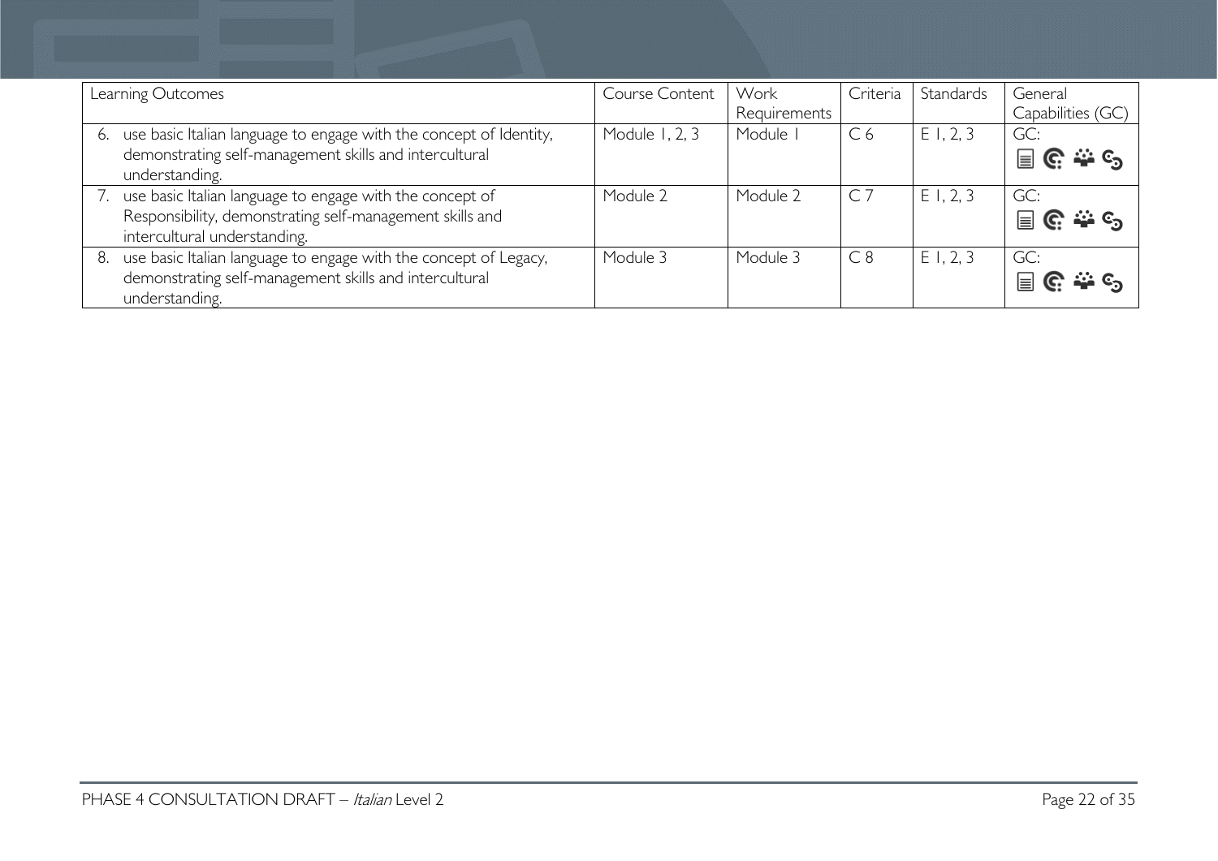| Learning Outcomes | Course Content | Work Requirements | Criteria | Standards | General Capabilities (GC) |
|---|---|---|---|---|---|
| 6. use basic Italian language to engage with the concept of Identity, demonstrating self-management skills and intercultural understanding. | Module 1, 2, 3 | Module 1 | C 6 | E 1, 2, 3 | GC: |
| 7. use basic Italian language to engage with the concept of Responsibility, demonstrating self-management skills and intercultural understanding. | Module 2 | Module 2 | C 7 | E 1, 2, 3 | GC: |
| 8. use basic Italian language to engage with the concept of Legacy, demonstrating self-management skills and intercultural understanding. | Module 3 | Module 3 | C 8 | E 1, 2, 3 | GC: |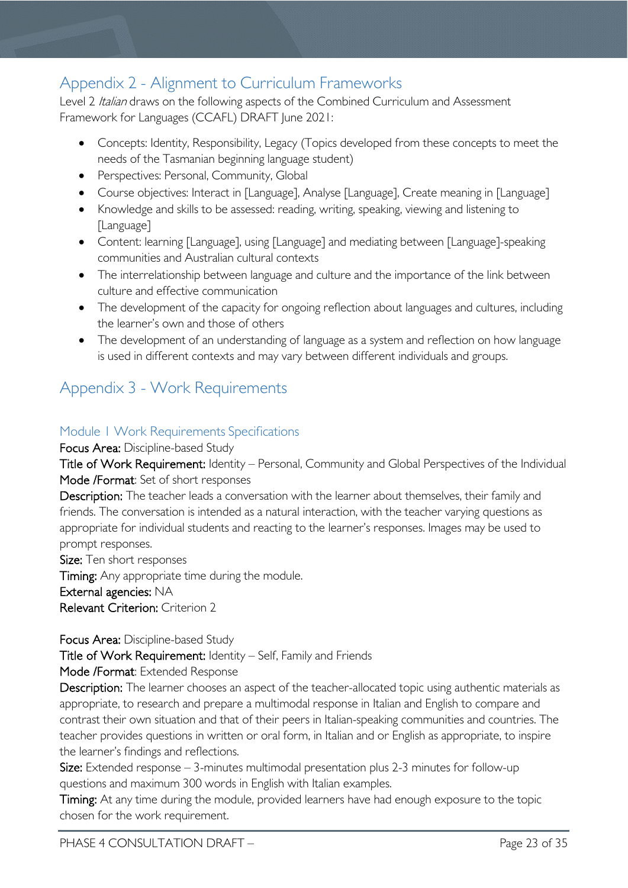## Appendix 2 - Alignment to Curriculum Frameworks

Level 2 *Italian* draws on the following aspects of the Combined Curriculum and Assessment Framework for Languages (CCAFL) DRAFT June 2021:

- Concepts: Identity, Responsibility, Legacy (Topics developed from these concepts to meet the needs of the Tasmanian beginning language student)
- Perspectives: Personal, Community, Global
- Course objectives: Interact in [Language], Analyse [Language], Create meaning in [Language]
- Knowledge and skills to be assessed: reading, writing, speaking, viewing and listening to [Language]
- Content: learning [Language], using [Language] and mediating between [Language]-speaking communities and Australian cultural contexts
- The interrelationship between language and culture and the importance of the link between culture and effective communication
- The development of the capacity for ongoing reflection about languages and cultures, including the learner's own and those of others
- The development of an understanding of language as a system and reflection on how language is used in different contexts and may vary between different individuals and groups.

## Appendix 3 - Work Requirements

### Module 1 Work Requirements Specifications

**Focus Area:** Discipline-based Study
**Title of Work Requirement:** Identity – Personal, Community and Global Perspectives of the Individual
**Mode /Format**: Set of short responses
**Description:** The teacher leads a conversation with the learner about themselves, their family and friends. The conversation is intended as a natural interaction, with the teacher varying questions as appropriate for individual students and reacting to the learner's responses. Images may be used to prompt responses.
**Size:** Ten short responses
**Timing:** Any appropriate time during the module.
**External agencies:** NA
**Relevant Criterion:** Criterion 2

**Focus Area:** Discipline-based Study
**Title of Work Requirement:** Identity – Self, Family and Friends
**Mode /Format**: Extended Response
**Description:** The learner chooses an aspect of the teacher-allocated topic using authentic materials as appropriate, to research and prepare a multimodal response in Italian and English to compare and contrast their own situation and that of their peers in Italian-speaking communities and countries. The teacher provides questions in written or oral form, in Italian and or English as appropriate, to inspire the learner's findings and reflections.
**Size:** Extended response – 3-minutes multimodal presentation plus 2-3 minutes for follow-up questions and maximum 300 words in English with Italian examples.
**Timing:** At any time during the module, provided learners have had enough exposure to the topic chosen for the work requirement.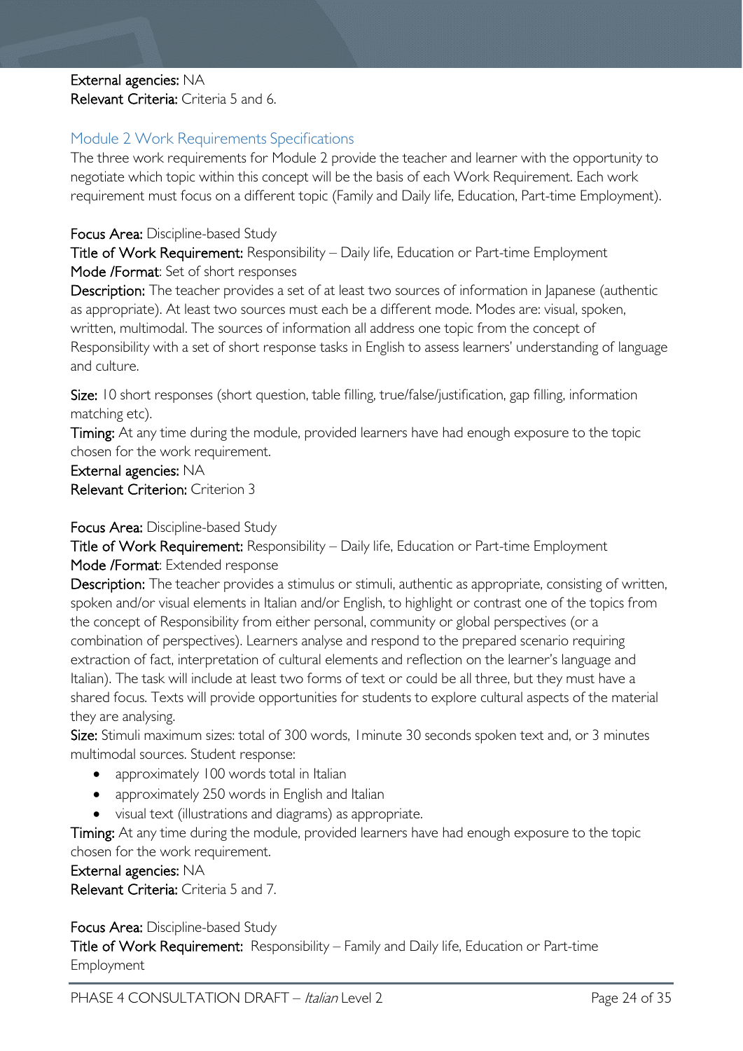External agencies: NA
Relevant Criteria: Criteria 5 and 6.

## Module 2 Work Requirements Specifications

The three work requirements for Module 2 provide the teacher and learner with the opportunity to negotiate which topic within this concept will be the basis of each Work Requirement. Each work requirement must focus on a different topic (Family and Daily life, Education, Part-time Employment).

**Focus Area:** Discipline-based Study
**Title of Work Requirement:** Responsibility – Daily life, Education or Part-time Employment
**Mode /Format**: Set of short responses
**Description:** The teacher provides a set of at least two sources of information in Japanese (authentic as appropriate). At least two sources must each be a different mode. Modes are: visual, spoken, written, multimodal. The sources of information all address one topic from the concept of Responsibility with a set of short response tasks in English to assess learners' understanding of language and culture.

**Size:** 10 short responses (short question, table filling, true/false/justification, gap filling, information matching etc).
**Timing:** At any time during the module, provided learners have had enough exposure to the topic chosen for the work requirement.
**External agencies:** NA
**Relevant Criterion:** Criterion 3

**Focus Area:** Discipline-based Study
**Title of Work Requirement:** Responsibility – Daily life, Education or Part-time Employment
**Mode /Format**: Extended response
**Description:** The teacher provides a stimulus or stimuli, authentic as appropriate, consisting of written, spoken and/or visual elements in Italian and/or English, to highlight or contrast one of the topics from the concept of Responsibility from either personal, community or global perspectives (or a combination of perspectives). Learners analyse and respond to the prepared scenario requiring extraction of fact, interpretation of cultural elements and reflection on the learner's language and Italian). The task will include at least two forms of text or could be all three, but they must have a shared focus. Texts will provide opportunities for students to explore cultural aspects of the material they are analysing.
**Size:** Stimuli maximum sizes: total of 300 words, 1minute 30 seconds spoken text and, or 3 minutes multimodal sources. Student response:

- approximately 100 words total in Italian
- approximately 250 words in English and Italian
- visual text (illustrations and diagrams) as appropriate.

**Timing:** At any time during the module, provided learners have had enough exposure to the topic chosen for the work requirement.
**External agencies:** NA
**Relevant Criteria:** Criteria 5 and 7.

**Focus Area:** Discipline-based Study
**Title of Work Requirement:** Responsibility – Family and Daily life, Education or Part-time Employment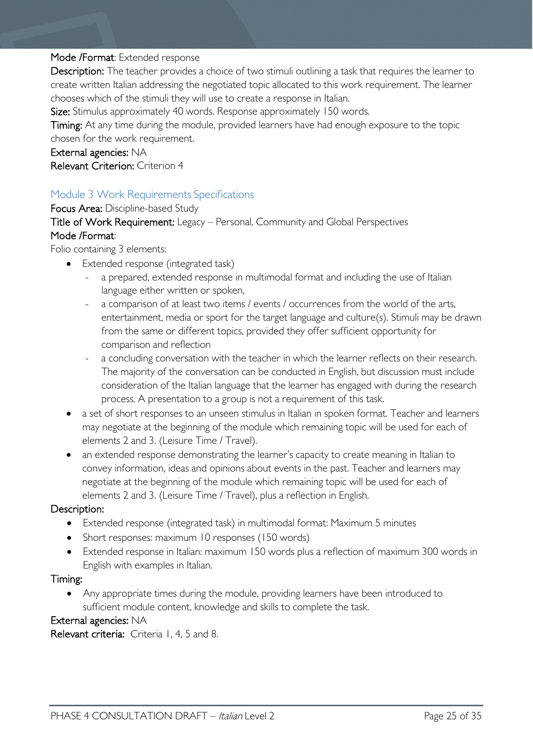**Mode /Format**: Extended response

**Description:** The teacher provides a choice of two stimuli outlining a task that requires the learner to create written Italian addressing the negotiated topic allocated to this work requirement. The learner chooses which of the stimuli they will use to create a response in Italian.

**Size:** Stimulus approximately 40 words. Response approximately 150 words.

**Timing:** At any time during the module, provided learners have had enough exposure to the topic chosen for the work requirement.

**External agencies:** NA

**Relevant Criterion:** Criterion 4

## Module 3 Work Requirements Specifications

**Focus Area:** Discipline-based Study

**Title of Work Requirement:** Legacy – Personal, Community and Global Perspectives

**Mode /Format**:

Folio containing 3 elements:

- Extended response (integrated task)
  - a prepared, extended response in multimodal format and including the use of Italian language either written or spoken,
  - a comparison of at least two items / events / occurrences from the world of the arts, entertainment, media or sport for the target language and culture(s). Stimuli may be drawn from the same or different topics, provided they offer sufficient opportunity for comparison and reflection
  - a concluding conversation with the teacher in which the learner reflects on their research. The majority of the conversation can be conducted in English, but discussion must include consideration of the Italian language that the learner has engaged with during the research process. A presentation to a group is not a requirement of this task.
- a set of short responses to an unseen stimulus in Italian in spoken format. Teacher and learners may negotiate at the beginning of the module which remaining topic will be used for each of elements 2 and 3. (Leisure Time / Travel).
- an extended response demonstrating the learner's capacity to create meaning in Italian to convey information, ideas and opinions about events in the past. Teacher and learners may negotiate at the beginning of the module which remaining topic will be used for each of elements 2 and 3. (Leisure Time / Travel), plus a reflection in English.

**Description:**

- Extended response (integrated task) in multimodal format: Maximum 5 minutes
- Short responses: maximum 10 responses (150 words)
- Extended response in Italian: maximum 150 words plus a reflection of maximum 300 words in English with examples in Italian.

**Timing:**

- Any appropriate times during the module, providing learners have been introduced to sufficient module content, knowledge and skills to complete the task.

**External agencies:** NA

**Relevant criteria:** Criteria 1, 4, 5 and 8.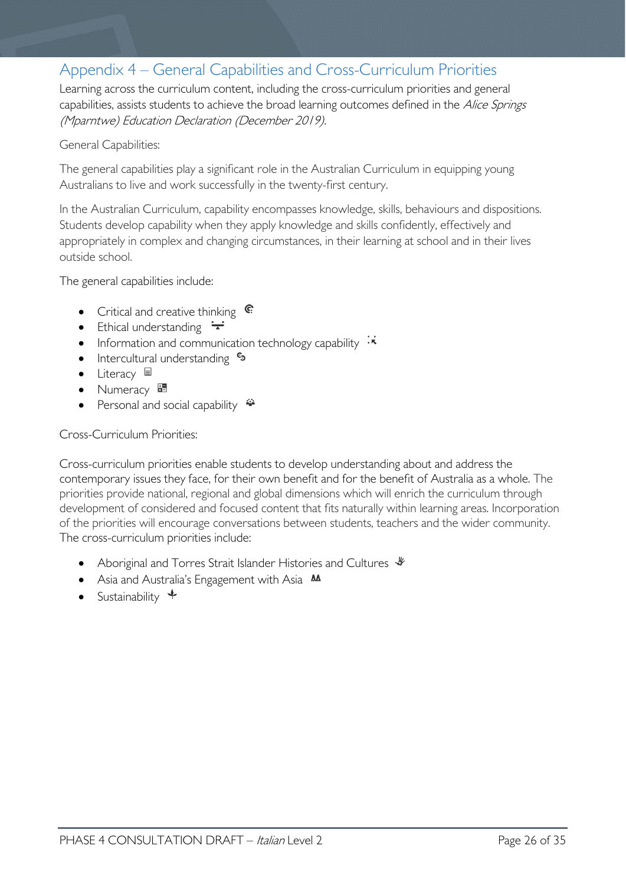## Appendix 4 – General Capabilities and Cross-Curriculum Priorities

Learning across the curriculum content, including the cross-curriculum priorities and general capabilities, assists students to achieve the broad learning outcomes defined in the *Alice Springs (Mparntwe) Education Declaration (December 2019).*

General Capabilities:

The general capabilities play a significant role in the Australian Curriculum in equipping young Australians to live and work successfully in the twenty-first century.

In the Australian Curriculum, capability encompasses knowledge, skills, behaviours and dispositions. Students develop capability when they apply knowledge and skills confidently, effectively and appropriately in complex and changing circumstances, in their learning at school and in their lives outside school.

The general capabilities include:

- Critical and creative thinking
- Ethical understanding
- Information and communication technology capability
- Intercultural understanding
- Literacy
- Numeracy
- Personal and social capability

Cross-Curriculum Priorities:

Cross-curriculum priorities enable students to develop understanding about and address the contemporary issues they face, for their own benefit and for the benefit of Australia as a whole. The priorities provide national, regional and global dimensions which will enrich the curriculum through development of considered and focused content that fits naturally within learning areas. Incorporation of the priorities will encourage conversations between students, teachers and the wider community. The cross-curriculum priorities include:

- Aboriginal and Torres Strait Islander Histories and Cultures
- Asia and Australia's Engagement with Asia
- Sustainability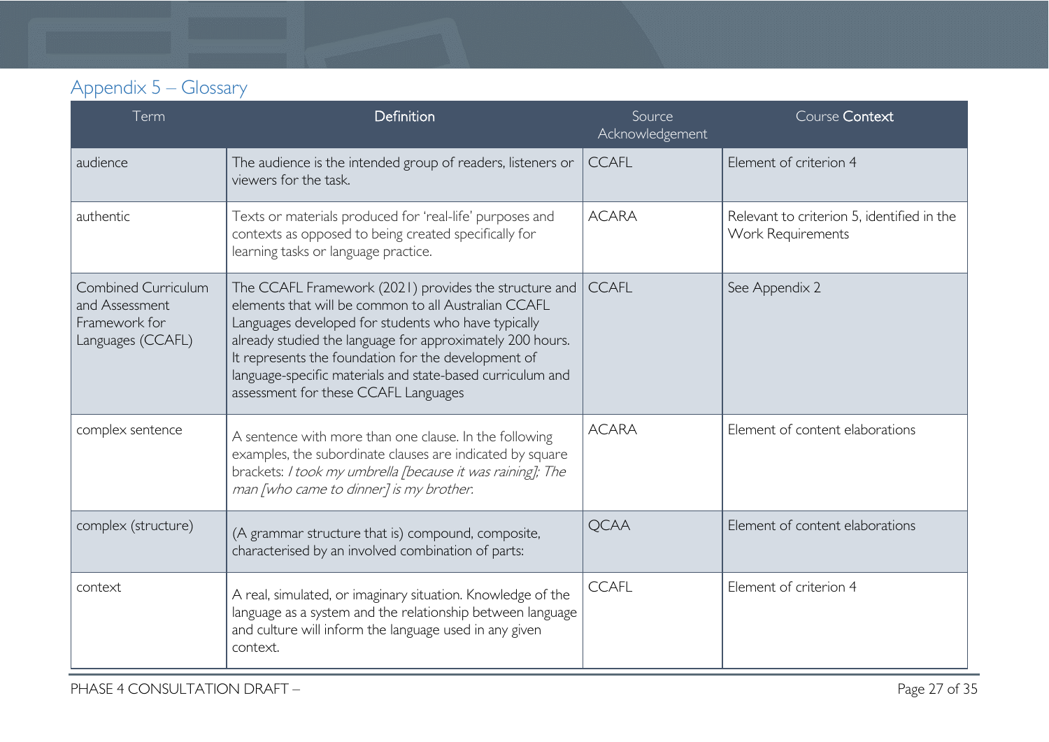## Appendix 5 – Glossary

| Term | Definition | Source Acknowledgement | Course Context |
|---|---|---|---|
| audience | The audience is the intended group of readers, listeners or viewers for the task. | CCAFL | Element of criterion 4 |
| authentic | Texts or materials produced for 'real-life' purposes and contexts as opposed to being created specifically for learning tasks or language practice. | ACARA | Relevant to criterion 5, identified in the Work Requirements |
| Combined Curriculum and Assessment Framework for Languages (CCAFL) | The CCAFL Framework (2021) provides the structure and elements that will be common to all Australian CCAFL Languages developed for students who have typically already studied the language for approximately 200 hours. It represents the foundation for the development of language-specific materials and state-based curriculum and assessment for these CCAFL Languages | CCAFL | See Appendix 2 |
| complex sentence | A sentence with more than one clause. In the following examples, the subordinate clauses are indicated by square brackets: *I took my umbrella [because it was raining]; The man [who came to dinner] is my brother.* | ACARA | Element of content elaborations |
| complex (structure) | (A grammar structure that is) compound, composite, characterised by an involved combination of parts: | QCAA | Element of content elaborations |
| context | A real, simulated, or imaginary situation. Knowledge of the language as a system and the relationship between language and culture will inform the language used in any given context. | CCAFL | Element of criterion 4 |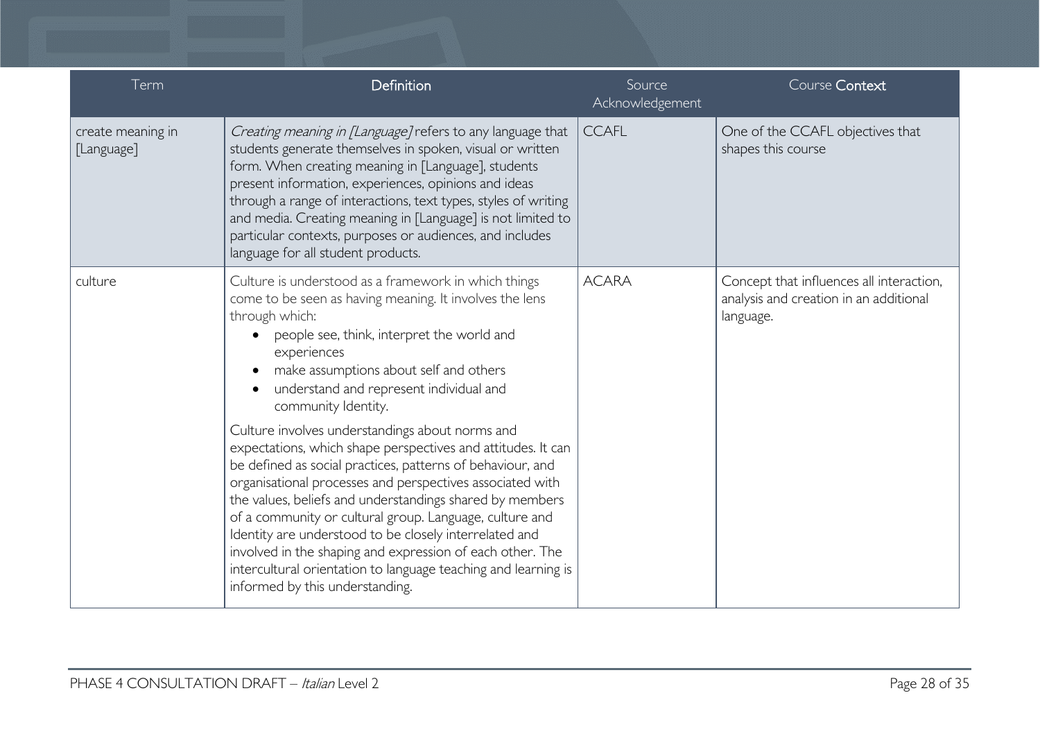| Term | Definition | Source Acknowledgement | Course Context |
|---|---|---|---|
| create meaning in [Language] | *Creating meaning in [Language]* refers to any language that students generate themselves in spoken, visual or written form. When creating meaning in [Language], students present information, experiences, opinions and ideas through a range of interactions, text types, styles of writing and media. Creating meaning in [Language] is not limited to particular contexts, purposes or audiences, and includes language for all student products. | CCAFL | One of the CCAFL objectives that shapes this course |
| culture | Culture is understood as a framework in which things come to be seen as having meaning. It involves the lens through which: <br>• people see, think, interpret the world and experiences <br>• make assumptions about self and others <br>• understand and represent individual and community Identity. <br><br>Culture involves understandings about norms and expectations, which shape perspectives and attitudes. It can be defined as social practices, patterns of behaviour, and organisational processes and perspectives associated with the values, beliefs and understandings shared by members of a community or cultural group. Language, culture and Identity are understood to be closely interrelated and involved in the shaping and expression of each other. The intercultural orientation to language teaching and learning is informed by this understanding. | ACARA | Concept that influences all interaction, analysis and creation in an additional language. |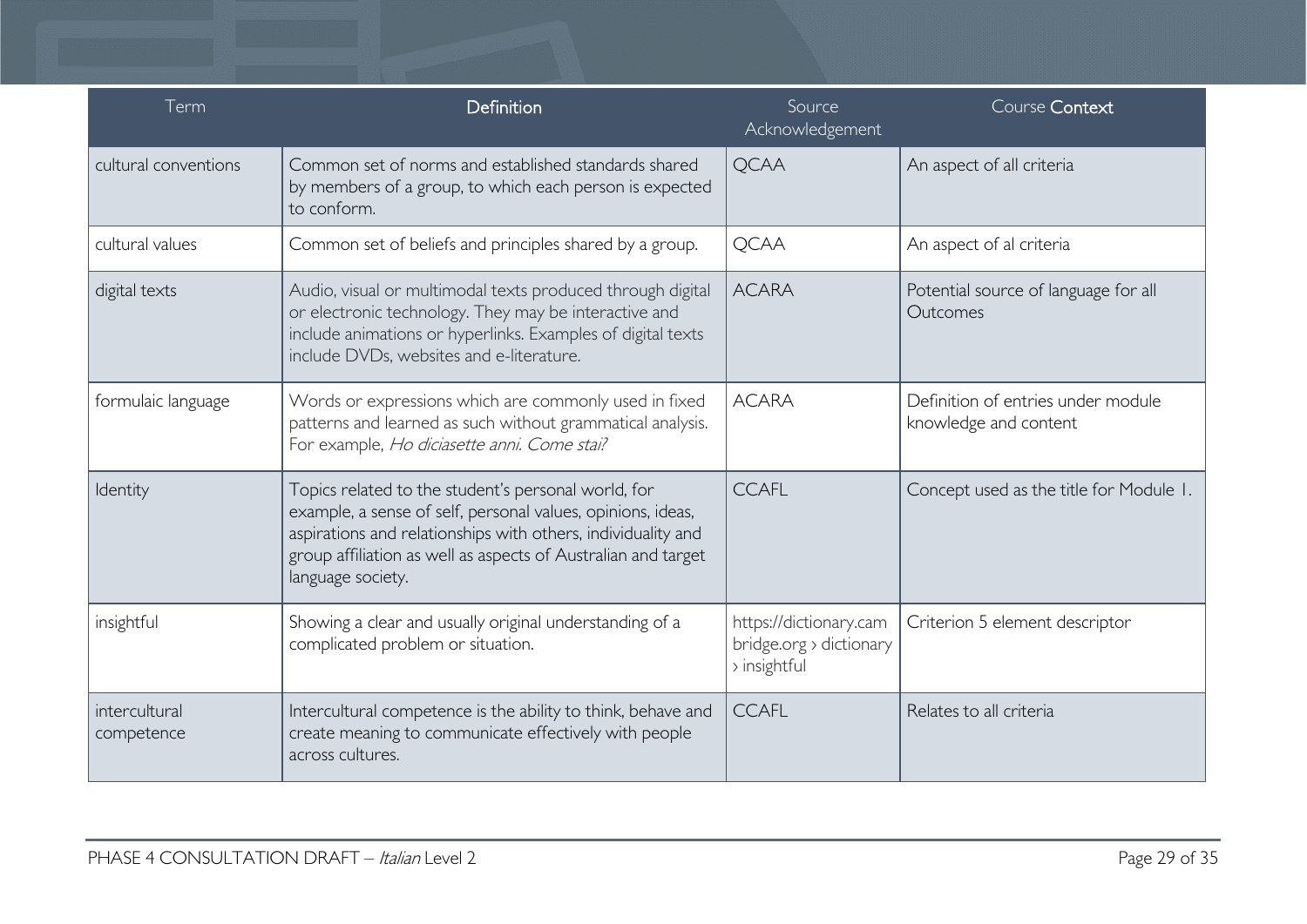| Term | Definition | Source Acknowledgement | Course Context |
|---|---|---|---|
| cultural conventions | Common set of norms and established standards shared by members of a group, to which each person is expected to conform. | QCAA | An aspect of all criteria |
| cultural values | Common set of beliefs and principles shared by a group. | QCAA | An aspect of al criteria |
| digital texts | Audio, visual or multimodal texts produced through digital or electronic technology. They may be interactive and include animations or hyperlinks. Examples of digital texts include DVDs, websites and e-literature. | ACARA | Potential source of language for all Outcomes |
| formulaic language | Words or expressions which are commonly used in fixed patterns and learned as such without grammatical analysis. For example, *Ho diciasette anni. Come stai?* | ACARA | Definition of entries under module knowledge and content |
| Identity | Topics related to the student's personal world, for example, a sense of self, personal values, opinions, ideas, aspirations and relationships with others, individuality and group affiliation as well as aspects of Australian and target language society. | CCAFL | Concept used as the title for Module 1. |
| insightful | Showing a clear and usually original understanding of a complicated problem or situation. | https://dictionary.cambridge.org › dictionary › insightful | Criterion 5 element descriptor |
| intercultural competence | Intercultural competence is the ability to think, behave and create meaning to communicate effectively with people across cultures. | CCAFL | Relates to all criteria |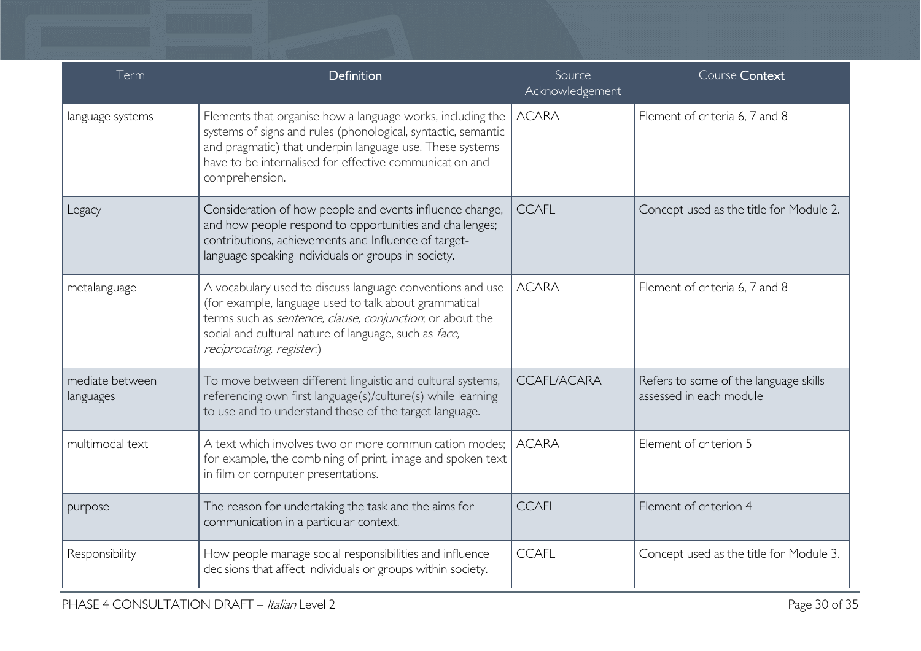| Term | Definition | Source Acknowledgement | Course Context |
| --- | --- | --- | --- |
| language systems | Elements that organise how a language works, including the systems of signs and rules (phonological, syntactic, semantic and pragmatic) that underpin language use. These systems have to be internalised for effective communication and comprehension. | ACARA | Element of criteria 6, 7 and 8 |
| Legacy | Consideration of how people and events influence change, and how people respond to opportunities and challenges; contributions, achievements and Influence of target-language speaking individuals or groups in society. | CCAFL | Concept used as the title for Module 2. |
| metalanguage | A vocabulary used to discuss language conventions and use (for example, language used to talk about grammatical terms such as *sentence, clause, conjunction*; or about the social and cultural nature of language, such as *face, reciprocating, register*.) | ACARA | Element of criteria 6, 7 and 8 |
| mediate between languages | To move between different linguistic and cultural systems, referencing own first language(s)/culture(s) while learning to use and to understand those of the target language. | CCAFL/ACARA | Refers to some of the language skills assessed in each module |
| multimodal text | A text which involves two or more communication modes; for example, the combining of print, image and spoken text in film or computer presentations. | ACARA | Element of criterion 5 |
| purpose | The reason for undertaking the task and the aims for communication in a particular context. | CCAFL | Element of criterion 4 |
| Responsibility | How people manage social responsibilities and influence decisions that affect individuals or groups within society. | CCAFL | Concept used as the title for Module 3. |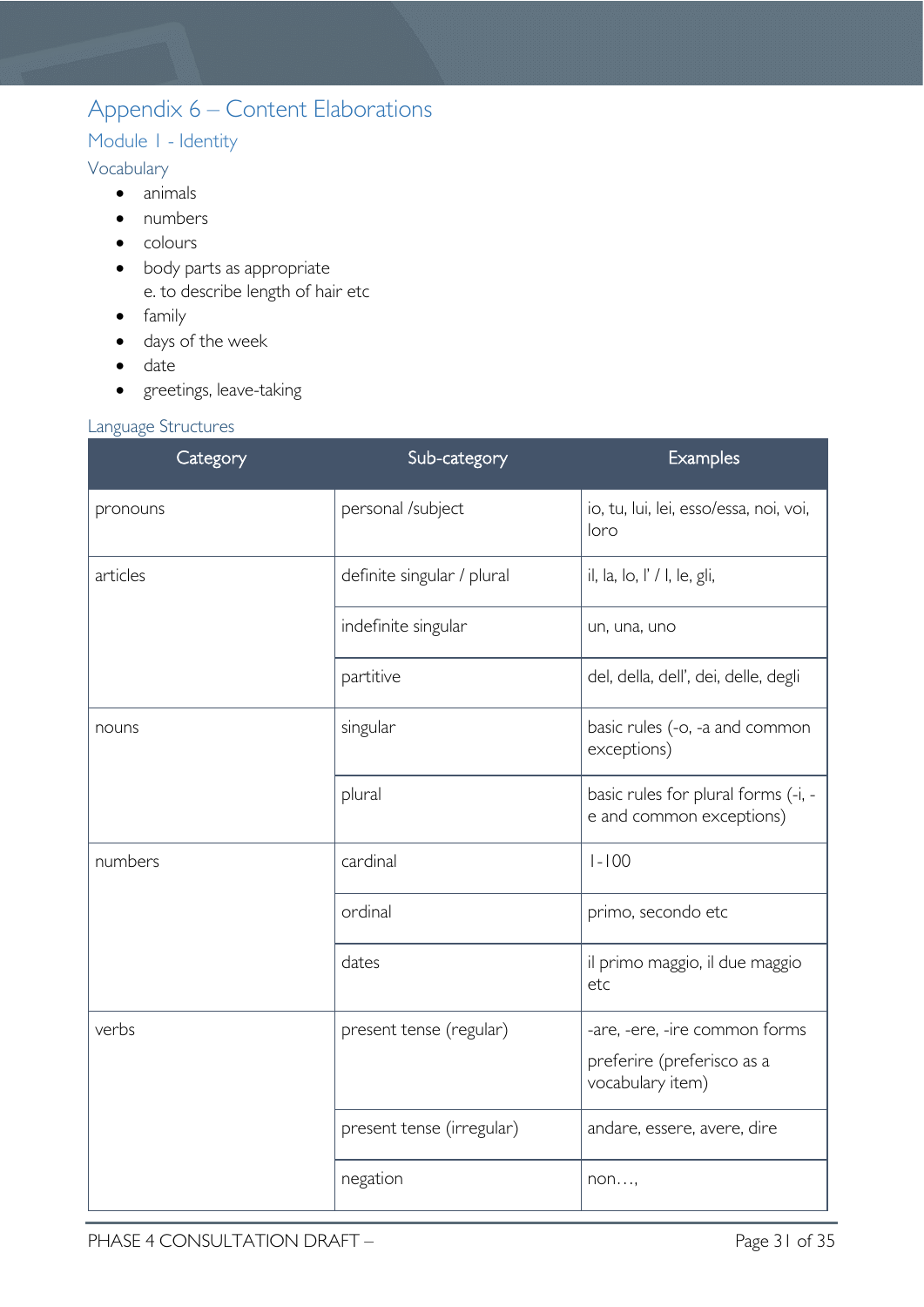# Appendix 6 – Content Elaborations

## Module 1 - Identity

### Vocabulary

- animals
- numbers
- colours
- body parts as appropriate
  e. to describe length of hair etc
- family
- days of the week
- date
- greetings, leave-taking

### Language Structures

| Category | Sub-category | Examples |
|---|---|---|
| pronouns | personal /subject | io, tu, lui, lei, esso/essa, noi, voi, loro |
| articles | definite singular / plural | il, la, lo, l' / l, le, gli, |
| | indefinite singular | un, una, uno |
| | partitive | del, della, dell', dei, delle, degli |
| nouns | singular | basic rules (-o, -a and common exceptions) |
| | plural | basic rules for plural forms (-i, -e and common exceptions) |
| numbers | cardinal | 1-100 |
| | ordinal | primo, secondo etc |
| | dates | il primo maggio, il due maggio etc |
| verbs | present tense (regular) | -are, -ere, -ire common forms<br>preferire (preferisco as a vocabulary item) |
| | present tense (irregular) | andare, essere, avere, dire |
| | negation | non…, |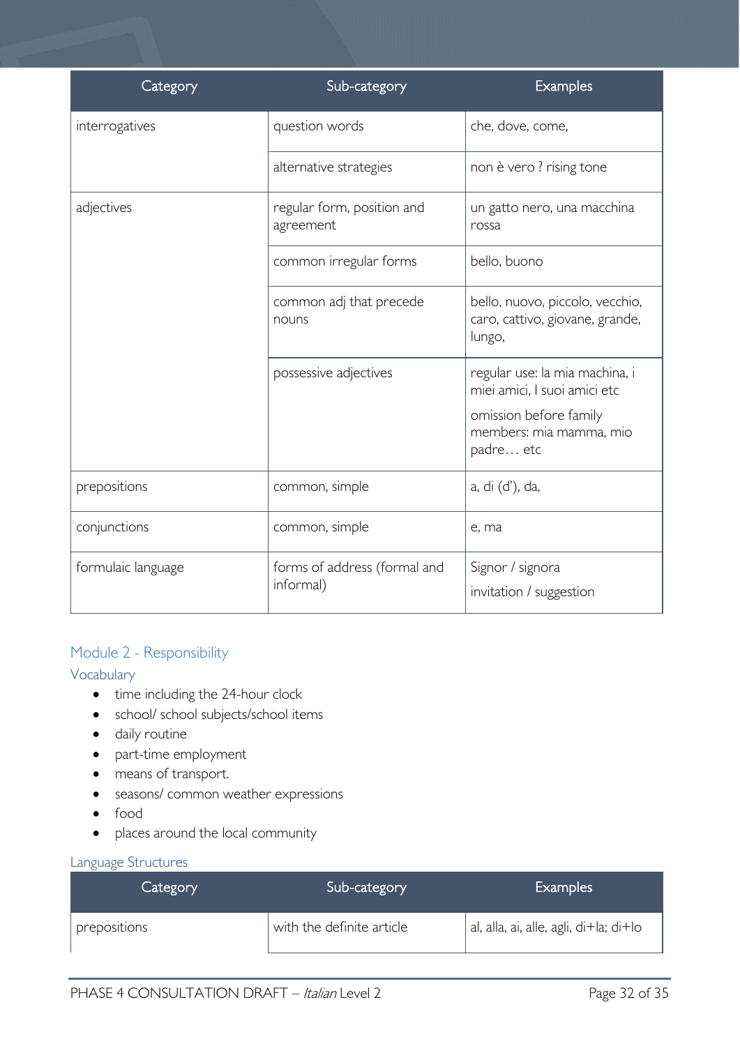| Category | Sub-category | Examples |
|---|---|---|
| interrogatives | question words | che, dove, come, |
| | alternative strategies | non è vero ? rising tone |
| adjectives | regular form, position and agreement | un gatto nero, una macchina rossa |
| | common irregular forms | bello, buono |
| | common adj that precede nouns | bello, nuovo, piccolo, vecchio, caro, cattivo, giovane, grande, lungo, |
| | possessive adjectives | regular use: la mia machina, i miei amici, I suoi amici etc<br>omission before family members: mia mamma, mio padre… etc |
| prepositions | common, simple | a, di (d'), da, |
| conjunctions | common, simple | e, ma |
| formulaic language | forms of address (formal and informal) | Signor / signora<br>invitation / suggestion |

## Module 2 - Responsibility

### Vocabulary

- time including the 24-hour clock
- school/ school subjects/school items
- daily routine
- part-time employment
- means of transport.
- seasons/ common weather expressions
- food
- places around the local community

### Language Structures

| Category | Sub-category | Examples |
|---|---|---|
| prepositions | with the definite article | al, alla, ai, alle, agli, di+la; di+lo |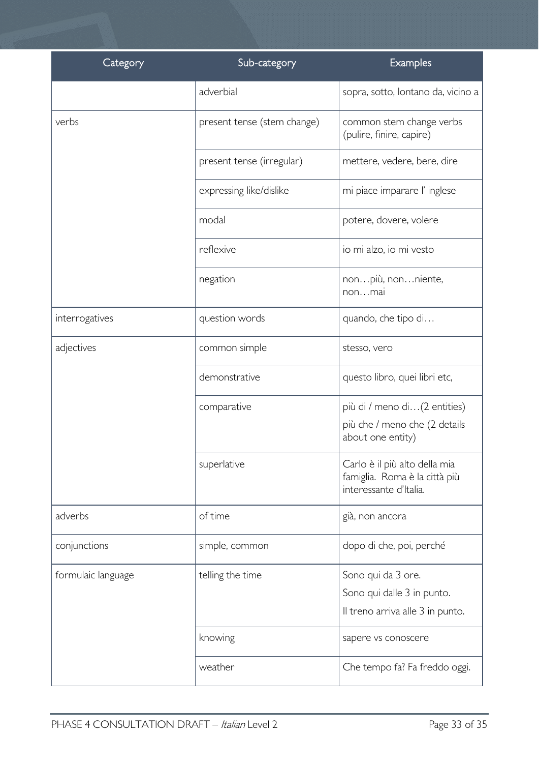| Category | Sub-category | Examples |
| --- | --- | --- |
| | adverbial | sopra, sotto, lontano da, vicino a |
| verbs | present tense (stem change) | common stem change verbs (pulire, finire, capire) |
| | present tense (irregular) | mettere, vedere, bere, dire |
| | expressing like/dislike | mi piace imparare l' inglese |
| | modal | potere, dovere, volere |
| | reflexive | io mi alzo, io mi vesto |
| | negation | non…più, non…niente, non…mai |
| interrogatives | question words | quando, che tipo di… |
| adjectives | common simple | stesso, vero |
| | demonstrative | questo libro, quei libri etc, |
| | comparative | più di / meno di…(2 entities)<br>più che / meno che (2 details about one entity) |
| | superlative | Carlo è il più alto della mia famiglia. Roma è la città più interessante d'Italia. |
| adverbs | of time | già, non ancora |
| conjunctions | simple, common | dopo di che, poi, perché |
| formulaic language | telling the time | Sono qui da 3 ore.<br>Sono qui dalle 3 in punto.<br>Il treno arriva alle 3 in punto. |
| | knowing | sapere vs conoscere |
| | weather | Che tempo fa? Fa freddo oggi. |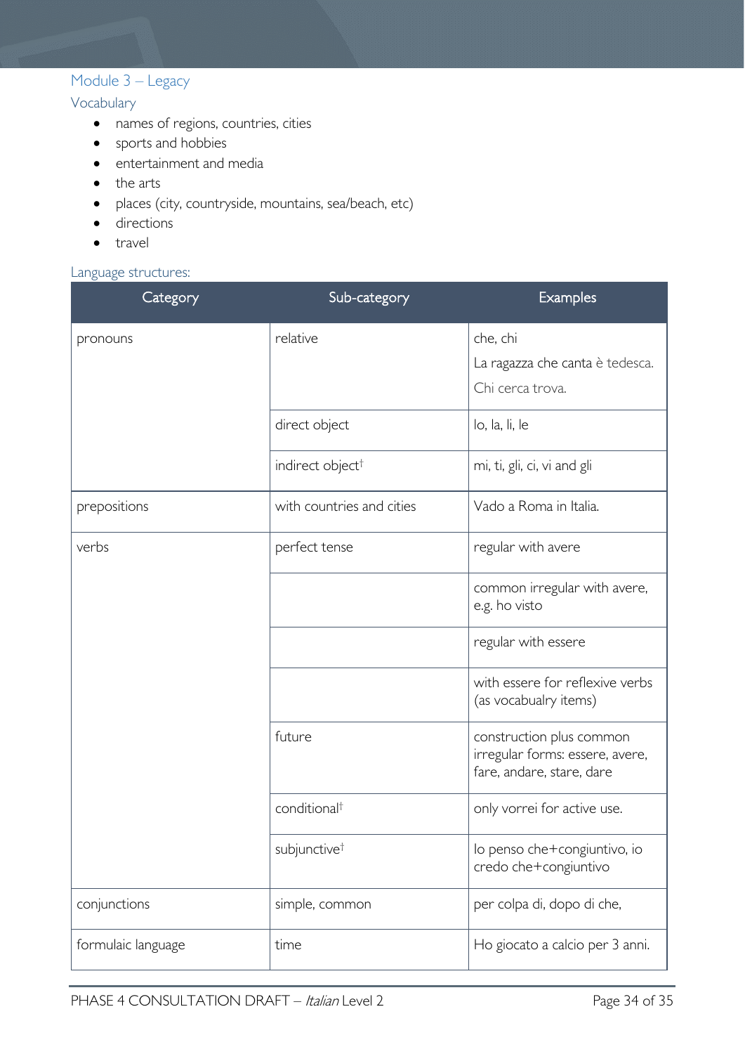## Module 3 – Legacy

### Vocabulary

- names of regions, countries, cities
- sports and hobbies
- entertainment and media
- the arts
- places (city, countryside, mountains, sea/beach, etc)
- directions
- travel

### Language structures:

| Category | Sub-category | Examples |
|---|---|---|
| pronouns | relative | che, chi<br>La ragazza che canta è tedesca.<br>Chi cerca trova. |
| | direct object | lo, la, li, le |
| | indirect object† | mi, ti, gli, ci, vi and gli |
| prepositions | with countries and cities | Vado a Roma in Italia. |
| verbs | perfect tense | regular with avere |
| | | common irregular with avere, e.g. ho visto |
| | | regular with essere |
| | | with essere for reflexive verbs (as vocabualry items) |
| | future | construction plus common irregular forms: essere, avere, fare, andare, stare, dare |
| | conditional† | only vorrei for active use. |
| | subjunctive† | Io penso che+congiuntivo, io credo che+congiuntivo |
| conjunctions | simple, common | per colpa di, dopo di che, |
| formulaic language | time | Ho giocato a calcio per 3 anni. |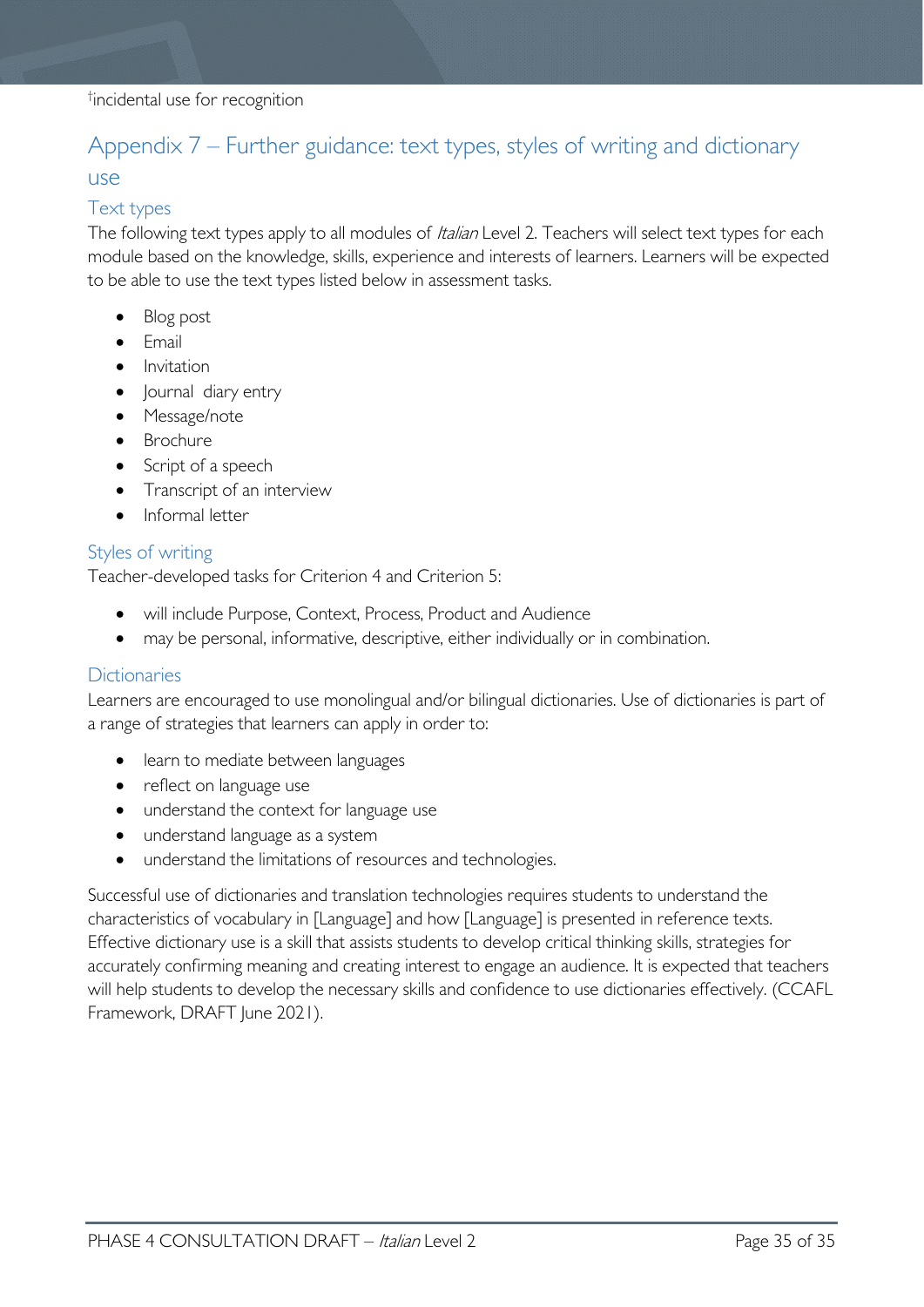[†]incidental use for recognition

## Appendix 7 – Further guidance: text types, styles of writing and dictionary use

### Text types

The following text types apply to all modules of *Italian* Level 2. Teachers will select text types for each module based on the knowledge, skills, experience and interests of learners. Learners will be expected to be able to use the text types listed below in assessment tasks.

- Blog post
- Email
- Invitation
- Journal diary entry
- Message/note
- Brochure
- Script of a speech
- Transcript of an interview
- Informal letter

### Styles of writing

Teacher-developed tasks for Criterion 4 and Criterion 5:

- will include Purpose, Context, Process, Product and Audience
- may be personal, informative, descriptive, either individually or in combination.

### Dictionaries

Learners are encouraged to use monolingual and/or bilingual dictionaries. Use of dictionaries is part of a range of strategies that learners can apply in order to:

- learn to mediate between languages
- reflect on language use
- understand the context for language use
- understand language as a system
- understand the limitations of resources and technologies.

Successful use of dictionaries and translation technologies requires students to understand the characteristics of vocabulary in [Language] and how [Language] is presented in reference texts. Effective dictionary use is a skill that assists students to develop critical thinking skills, strategies for accurately confirming meaning and creating interest to engage an audience. It is expected that teachers will help students to develop the necessary skills and confidence to use dictionaries effectively. (CCAFL Framework, DRAFT June 2021).